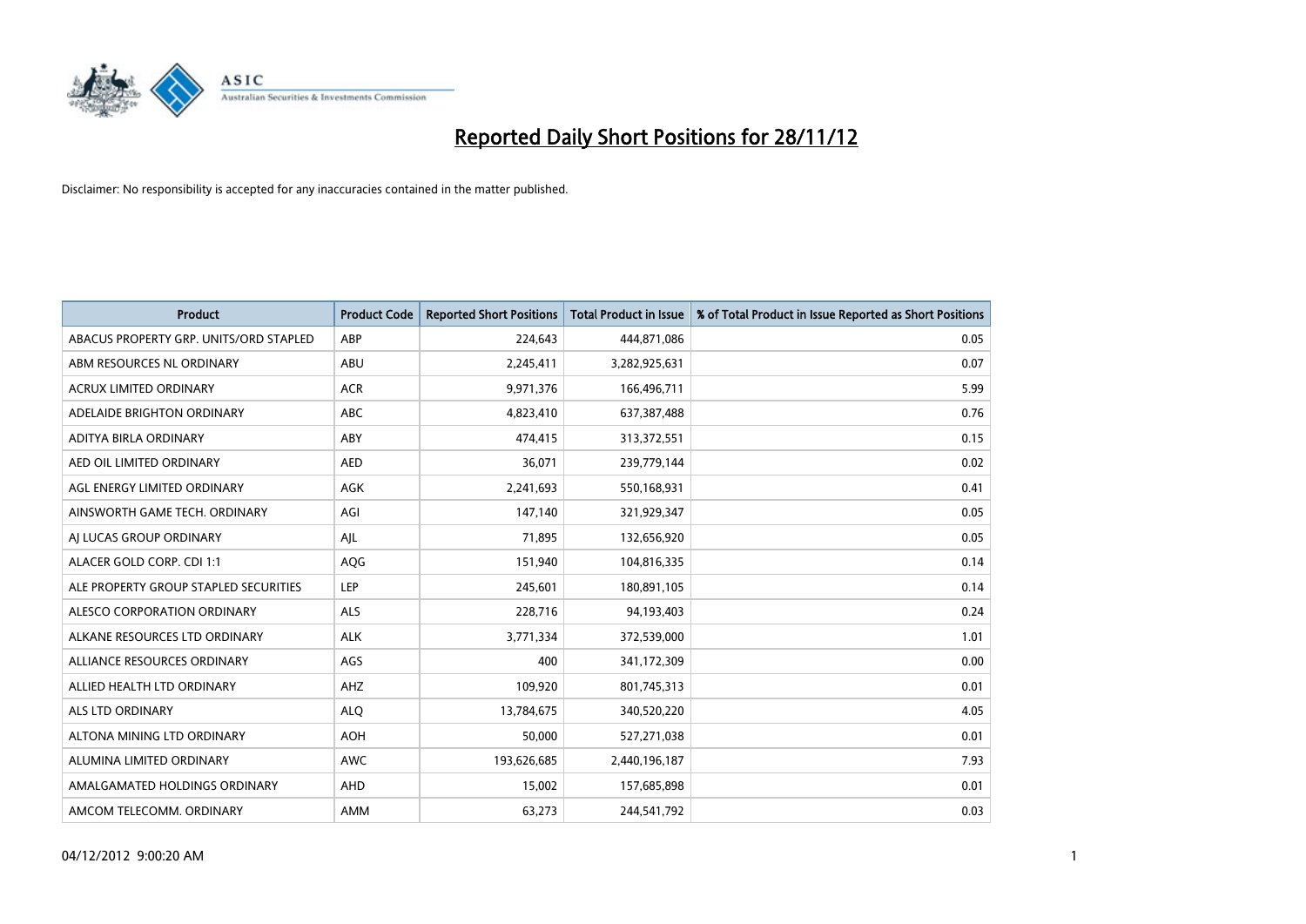# Reported Daily Short Positions for 28/11/12

Disclaimer: No responsibility is accepted for any inaccuracies contained in the matter published.

| Product | Product Code | Reported Short Positions | Total Product in Issue | % of Total Product in Issue Reported as Short Positions |
|---|---|---|---|---|
| ABACUS PROPERTY GRP. UNITS/ORD STAPLED | ABP | 224,643 | 444,871,086 | 0.05 |
| ABM RESOURCES NL ORDINARY | ABU | 2,245,411 | 3,282,925,631 | 0.07 |
| ACRUX LIMITED ORDINARY | ACR | 9,971,376 | 166,496,711 | 5.99 |
| ADELAIDE BRIGHTON ORDINARY | ABC | 4,823,410 | 637,387,488 | 0.76 |
| ADITYA BIRLA ORDINARY | ABY | 474,415 | 313,372,551 | 0.15 |
| AED OIL LIMITED ORDINARY | AED | 36,071 | 239,779,144 | 0.02 |
| AGL ENERGY LIMITED ORDINARY | AGK | 2,241,693 | 550,168,931 | 0.41 |
| AINSWORTH GAME TECH. ORDINARY | AGI | 147,140 | 321,929,347 | 0.05 |
| AJ LUCAS GROUP ORDINARY | AJL | 71,895 | 132,656,920 | 0.05 |
| ALACER GOLD CORP. CDI 1:1 | AQG | 151,940 | 104,816,335 | 0.14 |
| ALE PROPERTY GROUP STAPLED SECURITIES | LEP | 245,601 | 180,891,105 | 0.14 |
| ALESCO CORPORATION ORDINARY | ALS | 228,716 | 94,193,403 | 0.24 |
| ALKANE RESOURCES LTD ORDINARY | ALK | 3,771,334 | 372,539,000 | 1.01 |
| ALLIANCE RESOURCES ORDINARY | AGS | 400 | 341,172,309 | 0.00 |
| ALLIED HEALTH LTD ORDINARY | AHZ | 109,920 | 801,745,313 | 0.01 |
| ALS LTD ORDINARY | ALQ | 13,784,675 | 340,520,220 | 4.05 |
| ALTONA MINING LTD ORDINARY | AOH | 50,000 | 527,271,038 | 0.01 |
| ALUMINA LIMITED ORDINARY | AWC | 193,626,685 | 2,440,196,187 | 7.93 |
| AMALGAMATED HOLDINGS ORDINARY | AHD | 15,002 | 157,685,898 | 0.01 |
| AMCOM TELECOMM. ORDINARY | AMM | 63,273 | 244,541,792 | 0.03 |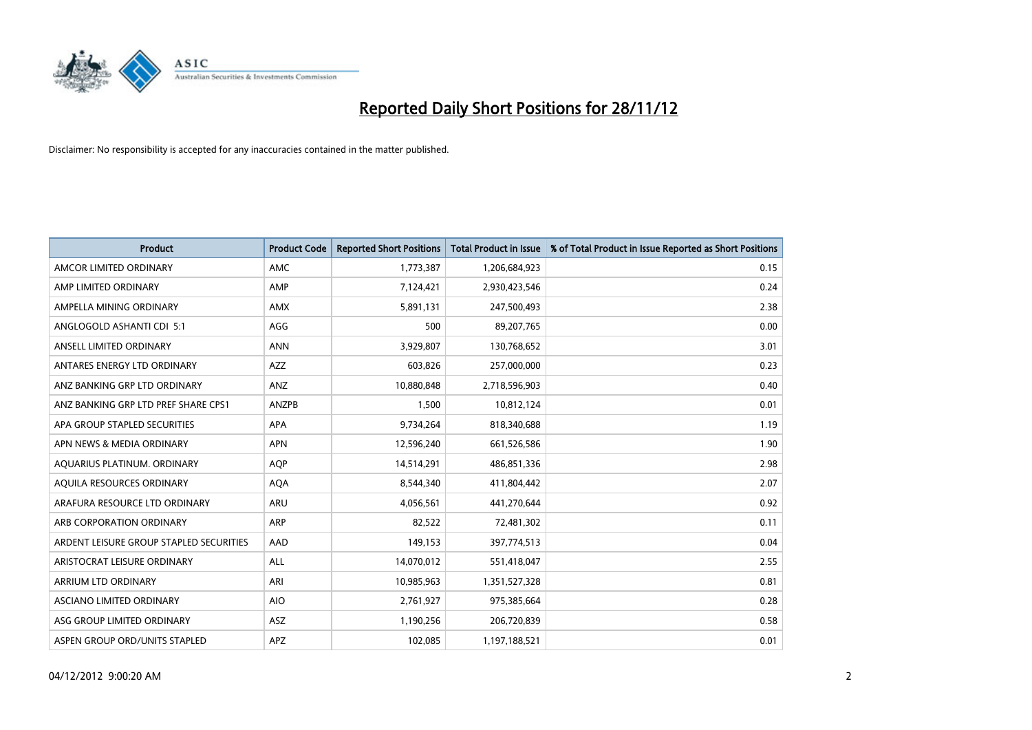# Reported Daily Short Positions for 28/11/12

Disclaimer: No responsibility is accepted for any inaccuracies contained in the matter published.

| Product | Product Code | Reported Short Positions | Total Product in Issue | % of Total Product in Issue Reported as Short Positions |
|---|---|---|---|---|
| AMCOR LIMITED ORDINARY | AMC | 1,773,387 | 1,206,684,923 | 0.15 |
| AMP LIMITED ORDINARY | AMP | 7,124,421 | 2,930,423,546 | 0.24 |
| AMPELLA MINING ORDINARY | AMX | 5,891,131 | 247,500,493 | 2.38 |
| ANGLOGOLD ASHANTI CDI 5:1 | AGG | 500 | 89,207,765 | 0.00 |
| ANSELL LIMITED ORDINARY | ANN | 3,929,807 | 130,768,652 | 3.01 |
| ANTARES ENERGY LTD ORDINARY | AZZ | 603,826 | 257,000,000 | 0.23 |
| ANZ BANKING GRP LTD ORDINARY | ANZ | 10,880,848 | 2,718,596,903 | 0.40 |
| ANZ BANKING GRP LTD PREF SHARE CPS1 | ANZPB | 1,500 | 10,812,124 | 0.01 |
| APA GROUP STAPLED SECURITIES | APA | 9,734,264 | 818,340,688 | 1.19 |
| APN NEWS & MEDIA ORDINARY | APN | 12,596,240 | 661,526,586 | 1.90 |
| AQUARIUS PLATINUM. ORDINARY | AQP | 14,514,291 | 486,851,336 | 2.98 |
| AQUILA RESOURCES ORDINARY | AQA | 8,544,340 | 411,804,442 | 2.07 |
| ARAFURA RESOURCE LTD ORDINARY | ARU | 4,056,561 | 441,270,644 | 0.92 |
| ARB CORPORATION ORDINARY | ARP | 82,522 | 72,481,302 | 0.11 |
| ARDENT LEISURE GROUP STAPLED SECURITIES | AAD | 149,153 | 397,774,513 | 0.04 |
| ARISTOCRAT LEISURE ORDINARY | ALL | 14,070,012 | 551,418,047 | 2.55 |
| ARRIUM LTD ORDINARY | ARI | 10,985,963 | 1,351,527,328 | 0.81 |
| ASCIANO LIMITED ORDINARY | AIO | 2,761,927 | 975,385,664 | 0.28 |
| ASG GROUP LIMITED ORDINARY | ASZ | 1,190,256 | 206,720,839 | 0.58 |
| ASPEN GROUP ORD/UNITS STAPLED | APZ | 102,085 | 1,197,188,521 | 0.01 |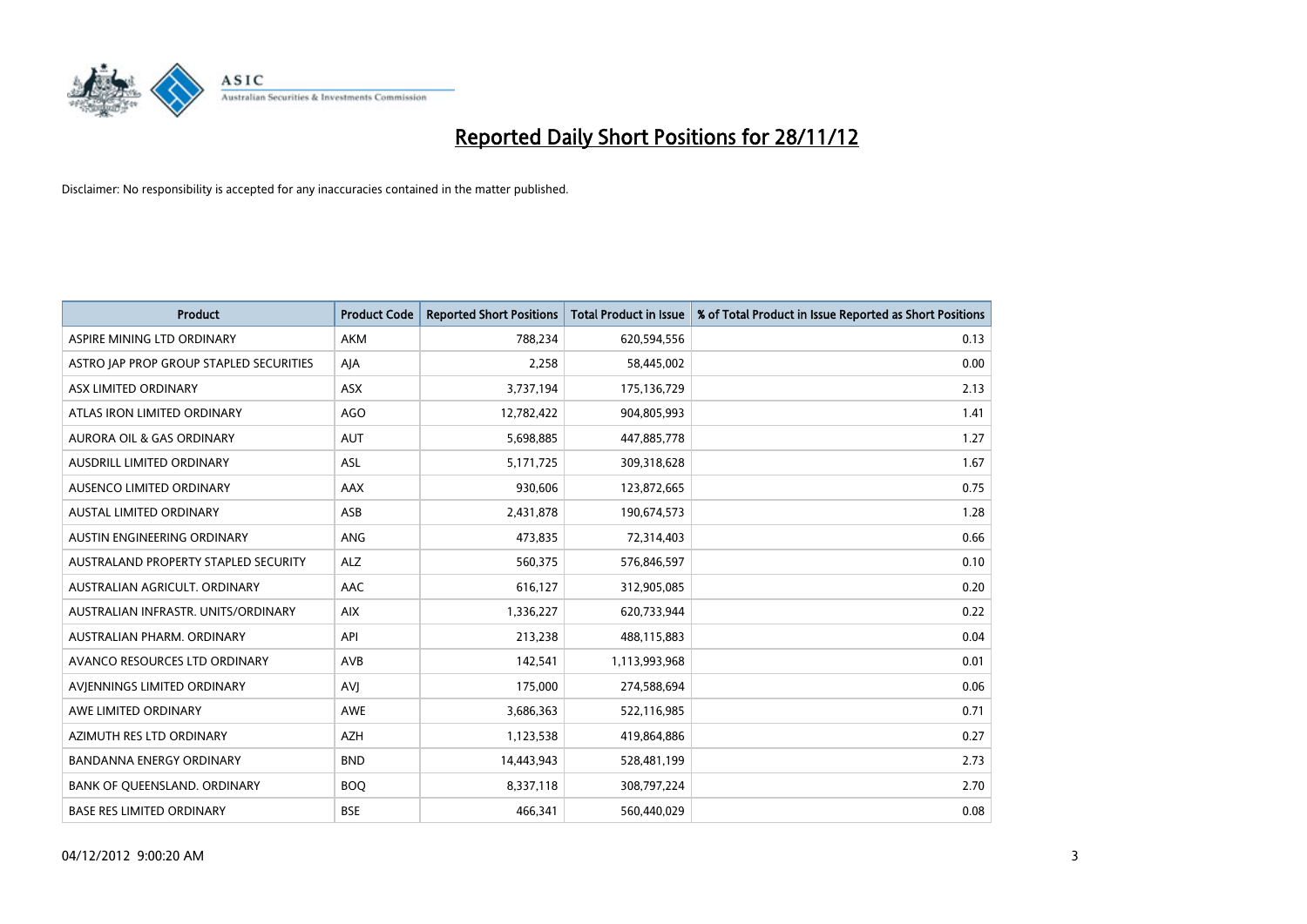# Reported Daily Short Positions for 28/11/12

Disclaimer: No responsibility is accepted for any inaccuracies contained in the matter published.

| Product | Product Code | Reported Short Positions | Total Product in Issue | % of Total Product in Issue Reported as Short Positions |
|---|---|---|---|---|
| ASPIRE MINING LTD ORDINARY | AKM | 788,234 | 620,594,556 | 0.13 |
| ASTRO JAP PROP GROUP STAPLED SECURITIES | AJA | 2,258 | 58,445,002 | 0.00 |
| ASX LIMITED ORDINARY | ASX | 3,737,194 | 175,136,729 | 2.13 |
| ATLAS IRON LIMITED ORDINARY | AGO | 12,782,422 | 904,805,993 | 1.41 |
| AURORA OIL & GAS ORDINARY | AUT | 5,698,885 | 447,885,778 | 1.27 |
| AUSDRILL LIMITED ORDINARY | ASL | 5,171,725 | 309,318,628 | 1.67 |
| AUSENCO LIMITED ORDINARY | AAX | 930,606 | 123,872,665 | 0.75 |
| AUSTAL LIMITED ORDINARY | ASB | 2,431,878 | 190,674,573 | 1.28 |
| AUSTIN ENGINEERING ORDINARY | ANG | 473,835 | 72,314,403 | 0.66 |
| AUSTRALAND PROPERTY STAPLED SECURITY | ALZ | 560,375 | 576,846,597 | 0.10 |
| AUSTRALIAN AGRICULT. ORDINARY | AAC | 616,127 | 312,905,085 | 0.20 |
| AUSTRALIAN INFRASTR. UNITS/ORDINARY | AIX | 1,336,227 | 620,733,944 | 0.22 |
| AUSTRALIAN PHARM. ORDINARY | API | 213,238 | 488,115,883 | 0.04 |
| AVANCO RESOURCES LTD ORDINARY | AVB | 142,541 | 1,113,993,968 | 0.01 |
| AVJENNINGS LIMITED ORDINARY | AVJ | 175,000 | 274,588,694 | 0.06 |
| AWE LIMITED ORDINARY | AWE | 3,686,363 | 522,116,985 | 0.71 |
| AZIMUTH RES LTD ORDINARY | AZH | 1,123,538 | 419,864,886 | 0.27 |
| BANDANNA ENERGY ORDINARY | BND | 14,443,943 | 528,481,199 | 2.73 |
| BANK OF QUEENSLAND. ORDINARY | BOQ | 8,337,118 | 308,797,224 | 2.70 |
| BASE RES LIMITED ORDINARY | BSE | 466,341 | 560,440,029 | 0.08 |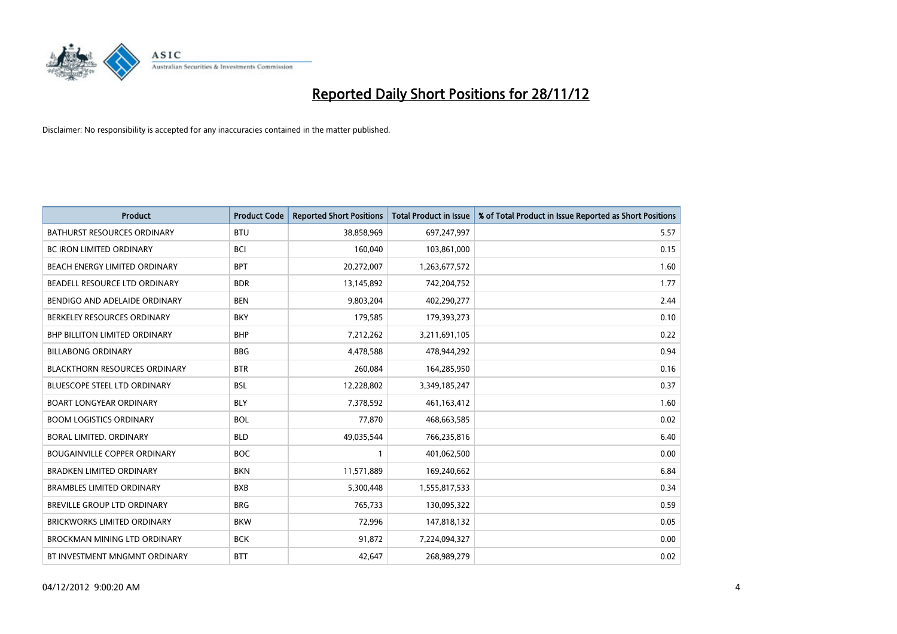# Reported Daily Short Positions for 28/11/12

Disclaimer: No responsibility is accepted for any inaccuracies contained in the matter published.

| Product | Product Code | Reported Short Positions | Total Product in Issue | % of Total Product in Issue Reported as Short Positions |
|---|---|---|---|---|
| BATHURST RESOURCES ORDINARY | BTU | 38,858,969 | 697,247,997 | 5.57 |
| BC IRON LIMITED ORDINARY | BCI | 160,040 | 103,861,000 | 0.15 |
| BEACH ENERGY LIMITED ORDINARY | BPT | 20,272,007 | 1,263,677,572 | 1.60 |
| BEADELL RESOURCE LTD ORDINARY | BDR | 13,145,892 | 742,204,752 | 1.77 |
| BENDIGO AND ADELAIDE ORDINARY | BEN | 9,803,204 | 402,290,277 | 2.44 |
| BERKELEY RESOURCES ORDINARY | BKY | 179,585 | 179,393,273 | 0.10 |
| BHP BILLITON LIMITED ORDINARY | BHP | 7,212,262 | 3,211,691,105 | 0.22 |
| BILLABONG ORDINARY | BBG | 4,478,588 | 478,944,292 | 0.94 |
| BLACKTHORN RESOURCES ORDINARY | BTR | 260,084 | 164,285,950 | 0.16 |
| BLUESCOPE STEEL LTD ORDINARY | BSL | 12,228,802 | 3,349,185,247 | 0.37 |
| BOART LONGYEAR ORDINARY | BLY | 7,378,592 | 461,163,412 | 1.60 |
| BOOM LOGISTICS ORDINARY | BOL | 77,870 | 468,663,585 | 0.02 |
| BORAL LIMITED. ORDINARY | BLD | 49,035,544 | 766,235,816 | 6.40 |
| BOUGAINVILLE COPPER ORDINARY | BOC | 1 | 401,062,500 | 0.00 |
| BRADKEN LIMITED ORDINARY | BKN | 11,571,889 | 169,240,662 | 6.84 |
| BRAMBLES LIMITED ORDINARY | BXB | 5,300,448 | 1,555,817,533 | 0.34 |
| BREVILLE GROUP LTD ORDINARY | BRG | 765,733 | 130,095,322 | 0.59 |
| BRICKWORKS LIMITED ORDINARY | BKW | 72,996 | 147,818,132 | 0.05 |
| BROCKMAN MINING LTD ORDINARY | BCK | 91,872 | 7,224,094,327 | 0.00 |
| BT INVESTMENT MNGMNT ORDINARY | BTT | 42,647 | 268,989,279 | 0.02 |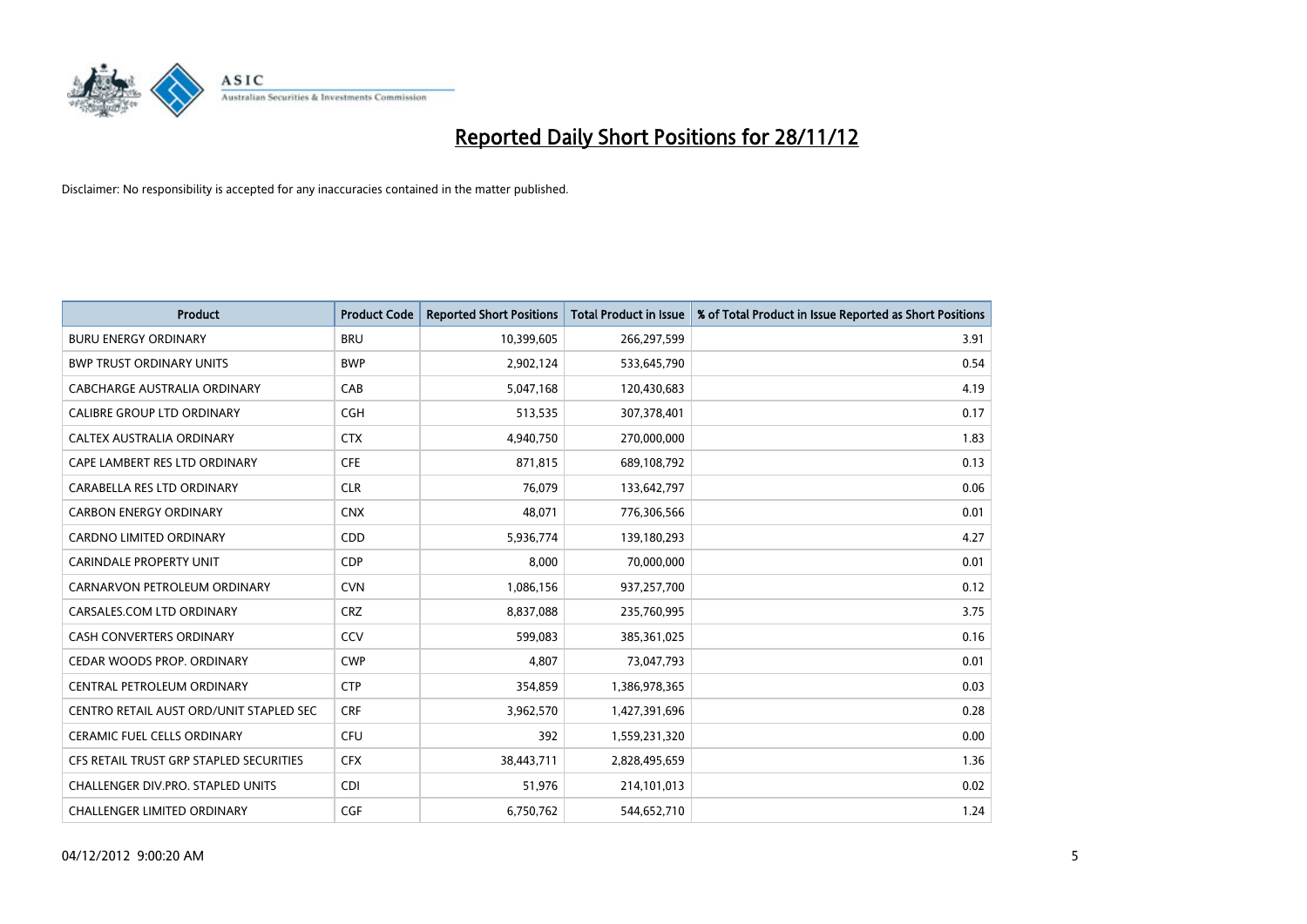# Reported Daily Short Positions for 28/11/12

Disclaimer: No responsibility is accepted for any inaccuracies contained in the matter published.

| Product | Product Code | Reported Short Positions | Total Product in Issue | % of Total Product in Issue Reported as Short Positions |
|---|---|---|---|---|
| BURU ENERGY ORDINARY | BRU | 10,399,605 | 266,297,599 | 3.91 |
| BWP TRUST ORDINARY UNITS | BWP | 2,902,124 | 533,645,790 | 0.54 |
| CABCHARGE AUSTRALIA ORDINARY | CAB | 5,047,168 | 120,430,683 | 4.19 |
| CALIBRE GROUP LTD ORDINARY | CGH | 513,535 | 307,378,401 | 0.17 |
| CALTEX AUSTRALIA ORDINARY | CTX | 4,940,750 | 270,000,000 | 1.83 |
| CAPE LAMBERT RES LTD ORDINARY | CFE | 871,815 | 689,108,792 | 0.13 |
| CARABELLA RES LTD ORDINARY | CLR | 76,079 | 133,642,797 | 0.06 |
| CARBON ENERGY ORDINARY | CNX | 48,071 | 776,306,566 | 0.01 |
| CARDNO LIMITED ORDINARY | CDD | 5,936,774 | 139,180,293 | 4.27 |
| CARINDALE PROPERTY UNIT | CDP | 8,000 | 70,000,000 | 0.01 |
| CARNARVON PETROLEUM ORDINARY | CVN | 1,086,156 | 937,257,700 | 0.12 |
| CARSALES.COM LTD ORDINARY | CRZ | 8,837,088 | 235,760,995 | 3.75 |
| CASH CONVERTERS ORDINARY | CCV | 599,083 | 385,361,025 | 0.16 |
| CEDAR WOODS PROP. ORDINARY | CWP | 4,807 | 73,047,793 | 0.01 |
| CENTRAL PETROLEUM ORDINARY | CTP | 354,859 | 1,386,978,365 | 0.03 |
| CENTRO RETAIL AUST ORD/UNIT STAPLED SEC | CRF | 3,962,570 | 1,427,391,696 | 0.28 |
| CERAMIC FUEL CELLS ORDINARY | CFU | 392 | 1,559,231,320 | 0.00 |
| CFS RETAIL TRUST GRP STAPLED SECURITIES | CFX | 38,443,711 | 2,828,495,659 | 1.36 |
| CHALLENGER DIV.PRO. STAPLED UNITS | CDI | 51,976 | 214,101,013 | 0.02 |
| CHALLENGER LIMITED ORDINARY | CGF | 6,750,762 | 544,652,710 | 1.24 |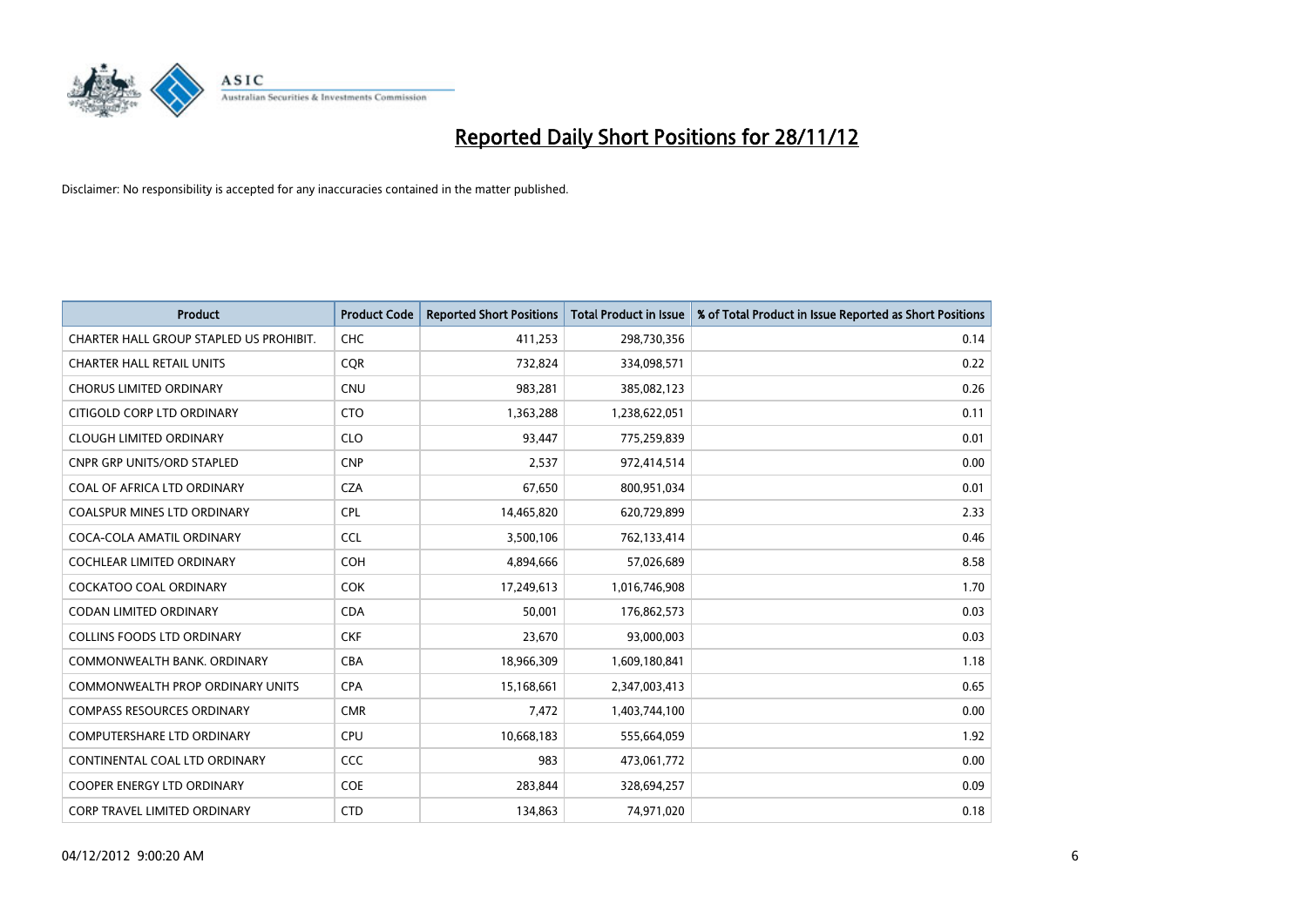# Reported Daily Short Positions for 28/11/12

Disclaimer: No responsibility is accepted for any inaccuracies contained in the matter published.

| Product | Product Code | Reported Short Positions | Total Product in Issue | % of Total Product in Issue Reported as Short Positions |
|---|---|---|---|---|
| CHARTER HALL GROUP STAPLED US PROHIBIT. | CHC | 411,253 | 298,730,356 | 0.14 |
| CHARTER HALL RETAIL UNITS | CQR | 732,824 | 334,098,571 | 0.22 |
| CHORUS LIMITED ORDINARY | CNU | 983,281 | 385,082,123 | 0.26 |
| CITIGOLD CORP LTD ORDINARY | CTO | 1,363,288 | 1,238,622,051 | 0.11 |
| CLOUGH LIMITED ORDINARY | CLO | 93,447 | 775,259,839 | 0.01 |
| CNPR GRP UNITS/ORD STAPLED | CNP | 2,537 | 972,414,514 | 0.00 |
| COAL OF AFRICA LTD ORDINARY | CZA | 67,650 | 800,951,034 | 0.01 |
| COALSPUR MINES LTD ORDINARY | CPL | 14,465,820 | 620,729,899 | 2.33 |
| COCA-COLA AMATIL ORDINARY | CCL | 3,500,106 | 762,133,414 | 0.46 |
| COCHLEAR LIMITED ORDINARY | COH | 4,894,666 | 57,026,689 | 8.58 |
| COCKATOO COAL ORDINARY | COK | 17,249,613 | 1,016,746,908 | 1.70 |
| CODAN LIMITED ORDINARY | CDA | 50,001 | 176,862,573 | 0.03 |
| COLLINS FOODS LTD ORDINARY | CKF | 23,670 | 93,000,003 | 0.03 |
| COMMONWEALTH BANK. ORDINARY | CBA | 18,966,309 | 1,609,180,841 | 1.18 |
| COMMONWEALTH PROP ORDINARY UNITS | CPA | 15,168,661 | 2,347,003,413 | 0.65 |
| COMPASS RESOURCES ORDINARY | CMR | 7,472 | 1,403,744,100 | 0.00 |
| COMPUTERSHARE LTD ORDINARY | CPU | 10,668,183 | 555,664,059 | 1.92 |
| CONTINENTAL COAL LTD ORDINARY | CCC | 983 | 473,061,772 | 0.00 |
| COOPER ENERGY LTD ORDINARY | COE | 283,844 | 328,694,257 | 0.09 |
| CORP TRAVEL LIMITED ORDINARY | CTD | 134,863 | 74,971,020 | 0.18 |

04/12/2012 9:00:20 AM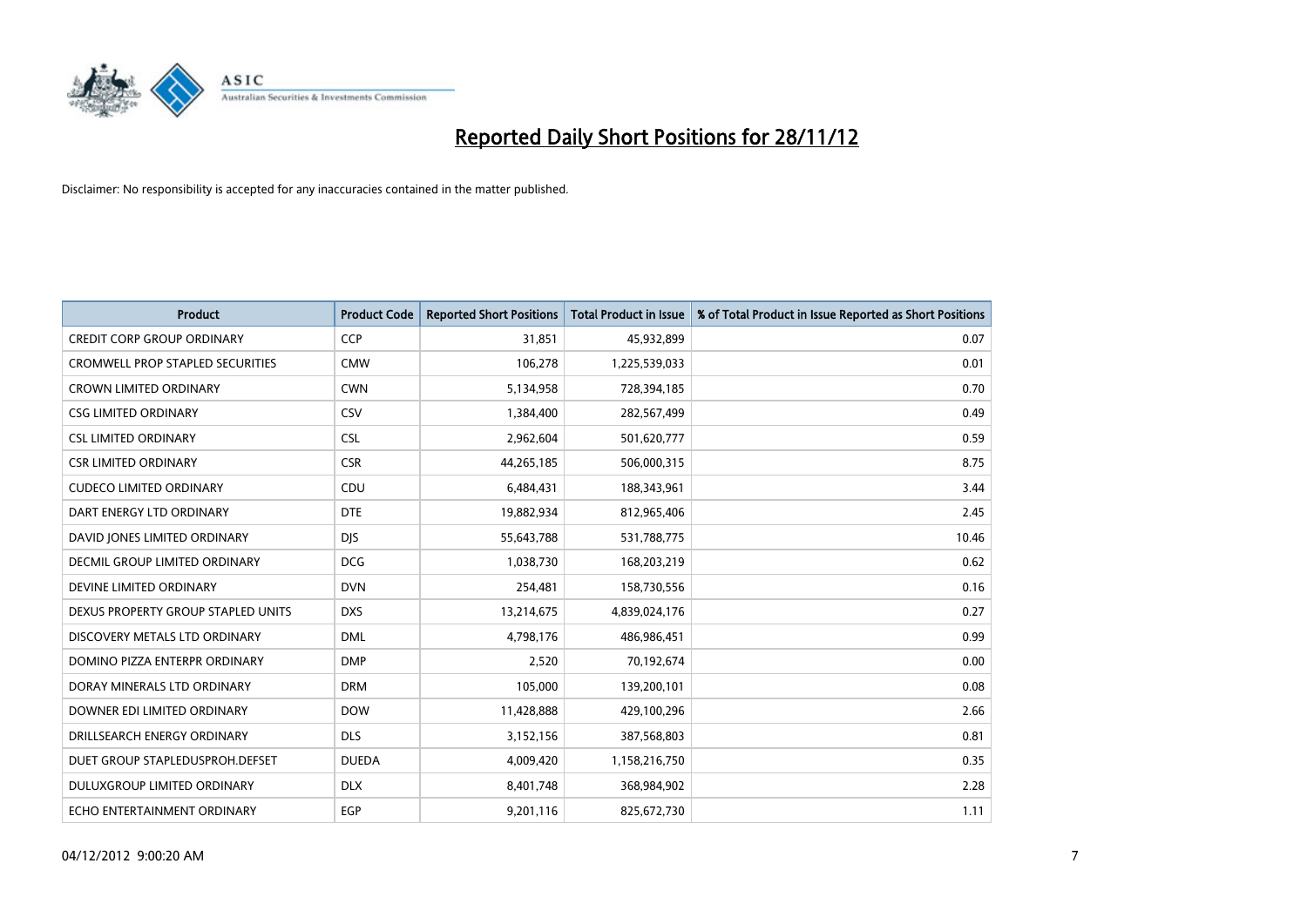# Reported Daily Short Positions for 28/11/12

Disclaimer: No responsibility is accepted for any inaccuracies contained in the matter published.

| Product | Product Code | Reported Short Positions | Total Product in Issue | % of Total Product in Issue Reported as Short Positions |
|---|---|---|---|---|
| CREDIT CORP GROUP ORDINARY | CCP | 31,851 | 45,932,899 | 0.07 |
| CROMWELL PROP STAPLED SECURITIES | CMW | 106,278 | 1,225,539,033 | 0.01 |
| CROWN LIMITED ORDINARY | CWN | 5,134,958 | 728,394,185 | 0.70 |
| CSG LIMITED ORDINARY | CSV | 1,384,400 | 282,567,499 | 0.49 |
| CSL LIMITED ORDINARY | CSL | 2,962,604 | 501,620,777 | 0.59 |
| CSR LIMITED ORDINARY | CSR | 44,265,185 | 506,000,315 | 8.75 |
| CUDECO LIMITED ORDINARY | CDU | 6,484,431 | 188,343,961 | 3.44 |
| DART ENERGY LTD ORDINARY | DTE | 19,882,934 | 812,965,406 | 2.45 |
| DAVID JONES LIMITED ORDINARY | DJS | 55,643,788 | 531,788,775 | 10.46 |
| DECMIL GROUP LIMITED ORDINARY | DCG | 1,038,730 | 168,203,219 | 0.62 |
| DEVINE LIMITED ORDINARY | DVN | 254,481 | 158,730,556 | 0.16 |
| DEXUS PROPERTY GROUP STAPLED UNITS | DXS | 13,214,675 | 4,839,024,176 | 0.27 |
| DISCOVERY METALS LTD ORDINARY | DML | 4,798,176 | 486,986,451 | 0.99 |
| DOMINO PIZZA ENTERPR ORDINARY | DMP | 2,520 | 70,192,674 | 0.00 |
| DORAY MINERALS LTD ORDINARY | DRM | 105,000 | 139,200,101 | 0.08 |
| DOWNER EDI LIMITED ORDINARY | DOW | 11,428,888 | 429,100,296 | 2.66 |
| DRILLSEARCH ENERGY ORDINARY | DLS | 3,152,156 | 387,568,803 | 0.81 |
| DUET GROUP STAPLEDUSPROH.DEFSET | DUEDA | 4,009,420 | 1,158,216,750 | 0.35 |
| DULUXGROUP LIMITED ORDINARY | DLX | 8,401,748 | 368,984,902 | 2.28 |
| ECHO ENTERTAINMENT ORDINARY | EGP | 9,201,116 | 825,672,730 | 1.11 |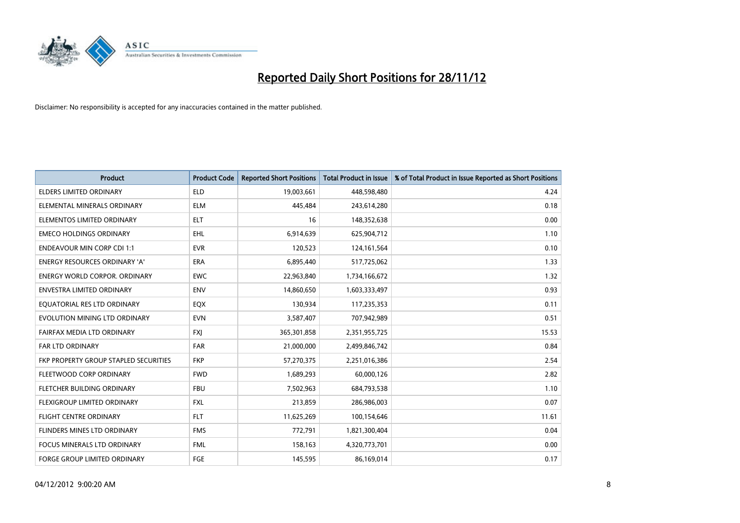# Reported Daily Short Positions for 28/11/12

Disclaimer: No responsibility is accepted for any inaccuracies contained in the matter published.

| Product | Product Code | Reported Short Positions | Total Product in Issue | % of Total Product in Issue Reported as Short Positions |
|---|---|---|---|---|
| ELDERS LIMITED ORDINARY | ELD | 19,003,661 | 448,598,480 | 4.24 |
| ELEMENTAL MINERALS ORDINARY | ELM | 445,484 | 243,614,280 | 0.18 |
| ELEMENTOS LIMITED ORDINARY | ELT | 16 | 148,352,638 | 0.00 |
| EMECO HOLDINGS ORDINARY | EHL | 6,914,639 | 625,904,712 | 1.10 |
| ENDEAVOUR MIN CORP CDI 1:1 | EVR | 120,523 | 124,161,564 | 0.10 |
| ENERGY RESOURCES ORDINARY 'A' | ERA | 6,895,440 | 517,725,062 | 1.33 |
| ENERGY WORLD CORPOR. ORDINARY | EWC | 22,963,840 | 1,734,166,672 | 1.32 |
| ENVESTRA LIMITED ORDINARY | ENV | 14,860,650 | 1,603,333,497 | 0.93 |
| EQUATORIAL RES LTD ORDINARY | EQX | 130,934 | 117,235,353 | 0.11 |
| EVOLUTION MINING LTD ORDINARY | EVN | 3,587,407 | 707,942,989 | 0.51 |
| FAIRFAX MEDIA LTD ORDINARY | FXJ | 365,301,858 | 2,351,955,725 | 15.53 |
| FAR LTD ORDINARY | FAR | 21,000,000 | 2,499,846,742 | 0.84 |
| FKP PROPERTY GROUP STAPLED SECURITIES | FKP | 57,270,375 | 2,251,016,386 | 2.54 |
| FLEETWOOD CORP ORDINARY | FWD | 1,689,293 | 60,000,126 | 2.82 |
| FLETCHER BUILDING ORDINARY | FBU | 7,502,963 | 684,793,538 | 1.10 |
| FLEXIGROUP LIMITED ORDINARY | FXL | 213,859 | 286,986,003 | 0.07 |
| FLIGHT CENTRE ORDINARY | FLT | 11,625,269 | 100,154,646 | 11.61 |
| FLINDERS MINES LTD ORDINARY | FMS | 772,791 | 1,821,300,404 | 0.04 |
| FOCUS MINERALS LTD ORDINARY | FML | 158,163 | 4,320,773,701 | 0.00 |
| FORGE GROUP LIMITED ORDINARY | FGE | 145,595 | 86,169,014 | 0.17 |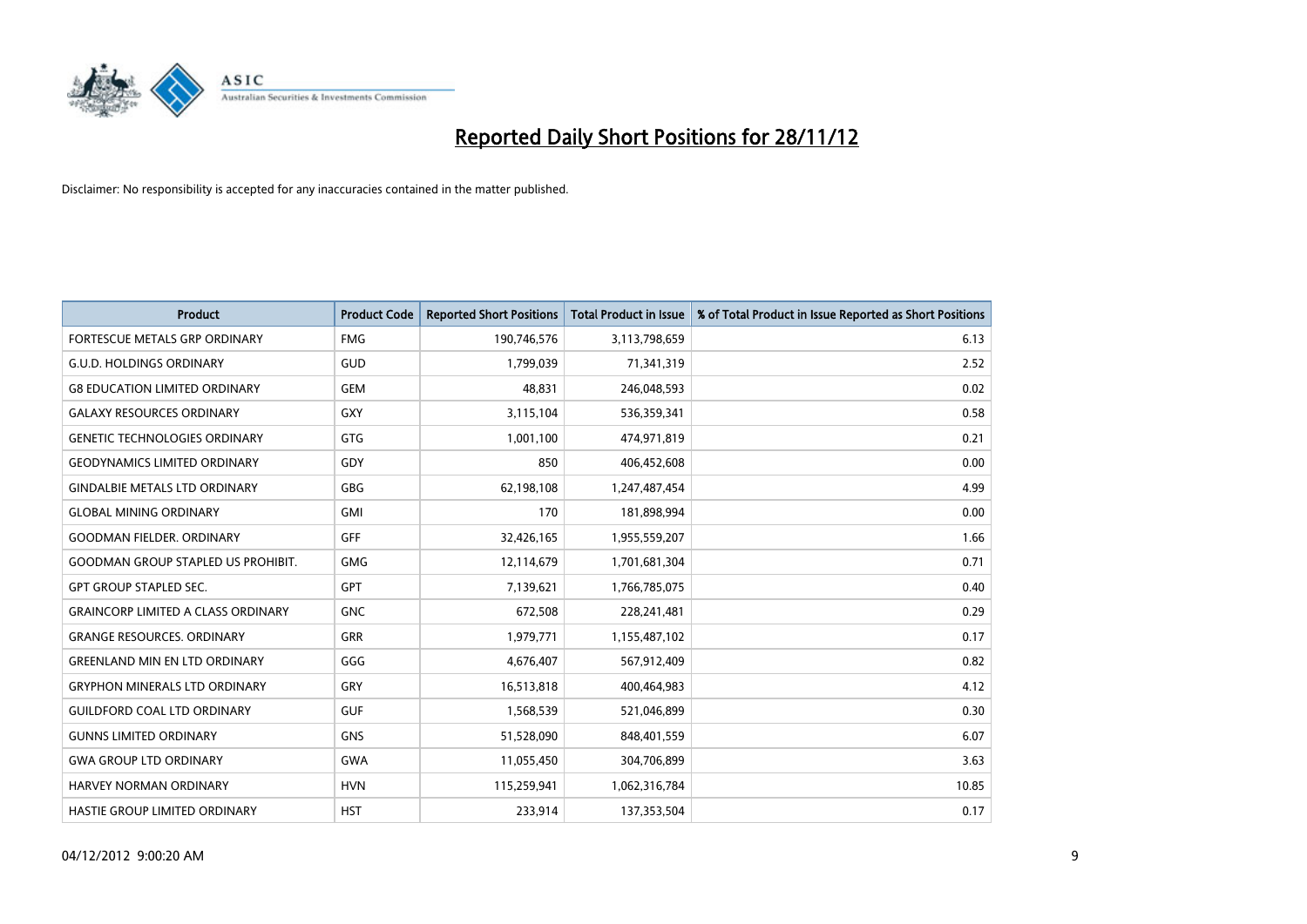# Reported Daily Short Positions for 28/11/12

Disclaimer: No responsibility is accepted for any inaccuracies contained in the matter published.

| Product | Product Code | Reported Short Positions | Total Product in Issue | % of Total Product in Issue Reported as Short Positions |
|---|---|---|---|---|
| FORTESCUE METALS GRP ORDINARY | FMG | 190,746,576 | 3,113,798,659 | 6.13 |
| G.U.D. HOLDINGS ORDINARY | GUD | 1,799,039 | 71,341,319 | 2.52 |
| G8 EDUCATION LIMITED ORDINARY | GEM | 48,831 | 246,048,593 | 0.02 |
| GALAXY RESOURCES ORDINARY | GXY | 3,115,104 | 536,359,341 | 0.58 |
| GENETIC TECHNOLOGIES ORDINARY | GTG | 1,001,100 | 474,971,819 | 0.21 |
| GEODYNAMICS LIMITED ORDINARY | GDY | 850 | 406,452,608 | 0.00 |
| GINDALBIE METALS LTD ORDINARY | GBG | 62,198,108 | 1,247,487,454 | 4.99 |
| GLOBAL MINING ORDINARY | GMI | 170 | 181,898,994 | 0.00 |
| GOODMAN FIELDER. ORDINARY | GFF | 32,426,165 | 1,955,559,207 | 1.66 |
| GOODMAN GROUP STAPLED US PROHIBIT. | GMG | 12,114,679 | 1,701,681,304 | 0.71 |
| GPT GROUP STAPLED SEC. | GPT | 7,139,621 | 1,766,785,075 | 0.40 |
| GRAINCORP LIMITED A CLASS ORDINARY | GNC | 672,508 | 228,241,481 | 0.29 |
| GRANGE RESOURCES. ORDINARY | GRR | 1,979,771 | 1,155,487,102 | 0.17 |
| GREENLAND MIN EN LTD ORDINARY | GGG | 4,676,407 | 567,912,409 | 0.82 |
| GRYPHON MINERALS LTD ORDINARY | GRY | 16,513,818 | 400,464,983 | 4.12 |
| GUILDFORD COAL LTD ORDINARY | GUF | 1,568,539 | 521,046,899 | 0.30 |
| GUNNS LIMITED ORDINARY | GNS | 51,528,090 | 848,401,559 | 6.07 |
| GWA GROUP LTD ORDINARY | GWA | 11,055,450 | 304,706,899 | 3.63 |
| HARVEY NORMAN ORDINARY | HVN | 115,259,941 | 1,062,316,784 | 10.85 |
| HASTIE GROUP LIMITED ORDINARY | HST | 233,914 | 137,353,504 | 0.17 |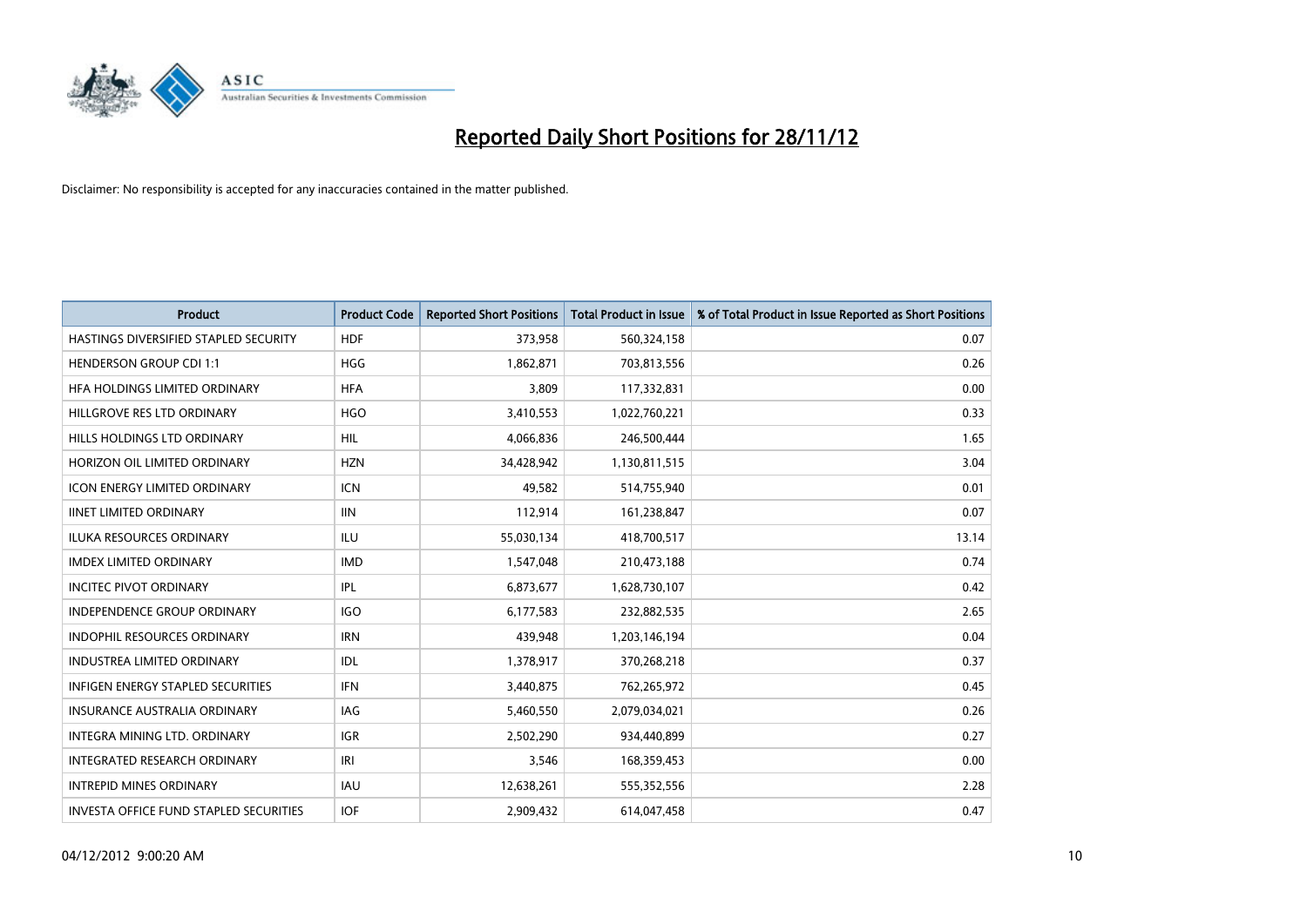# Reported Daily Short Positions for 28/11/12

Disclaimer: No responsibility is accepted for any inaccuracies contained in the matter published.

| Product | Product Code | Reported Short Positions | Total Product in Issue | % of Total Product in Issue Reported as Short Positions |
|---|---|---|---|---|
| HASTINGS DIVERSIFIED STAPLED SECURITY | HDF | 373,958 | 560,324,158 | 0.07 |
| HENDERSON GROUP CDI 1:1 | HGG | 1,862,871 | 703,813,556 | 0.26 |
| HFA HOLDINGS LIMITED ORDINARY | HFA | 3,809 | 117,332,831 | 0.00 |
| HILLGROVE RES LTD ORDINARY | HGO | 3,410,553 | 1,022,760,221 | 0.33 |
| HILLS HOLDINGS LTD ORDINARY | HIL | 4,066,836 | 246,500,444 | 1.65 |
| HORIZON OIL LIMITED ORDINARY | HZN | 34,428,942 | 1,130,811,515 | 3.04 |
| ICON ENERGY LIMITED ORDINARY | ICN | 49,582 | 514,755,940 | 0.01 |
| IINET LIMITED ORDINARY | IIN | 112,914 | 161,238,847 | 0.07 |
| ILUKA RESOURCES ORDINARY | ILU | 55,030,134 | 418,700,517 | 13.14 |
| IMDEX LIMITED ORDINARY | IMD | 1,547,048 | 210,473,188 | 0.74 |
| INCITEC PIVOT ORDINARY | IPL | 6,873,677 | 1,628,730,107 | 0.42 |
| INDEPENDENCE GROUP ORDINARY | IGO | 6,177,583 | 232,882,535 | 2.65 |
| INDOPHIL RESOURCES ORDINARY | IRN | 439,948 | 1,203,146,194 | 0.04 |
| INDUSTREA LIMITED ORDINARY | IDL | 1,378,917 | 370,268,218 | 0.37 |
| INFIGEN ENERGY STAPLED SECURITIES | IFN | 3,440,875 | 762,265,972 | 0.45 |
| INSURANCE AUSTRALIA ORDINARY | IAG | 5,460,550 | 2,079,034,021 | 0.26 |
| INTEGRA MINING LTD. ORDINARY | IGR | 2,502,290 | 934,440,899 | 0.27 |
| INTEGRATED RESEARCH ORDINARY | IRI | 3,546 | 168,359,453 | 0.00 |
| INTREPID MINES ORDINARY | IAU | 12,638,261 | 555,352,556 | 2.28 |
| INVESTA OFFICE FUND STAPLED SECURITIES | IOF | 2,909,432 | 614,047,458 | 0.47 |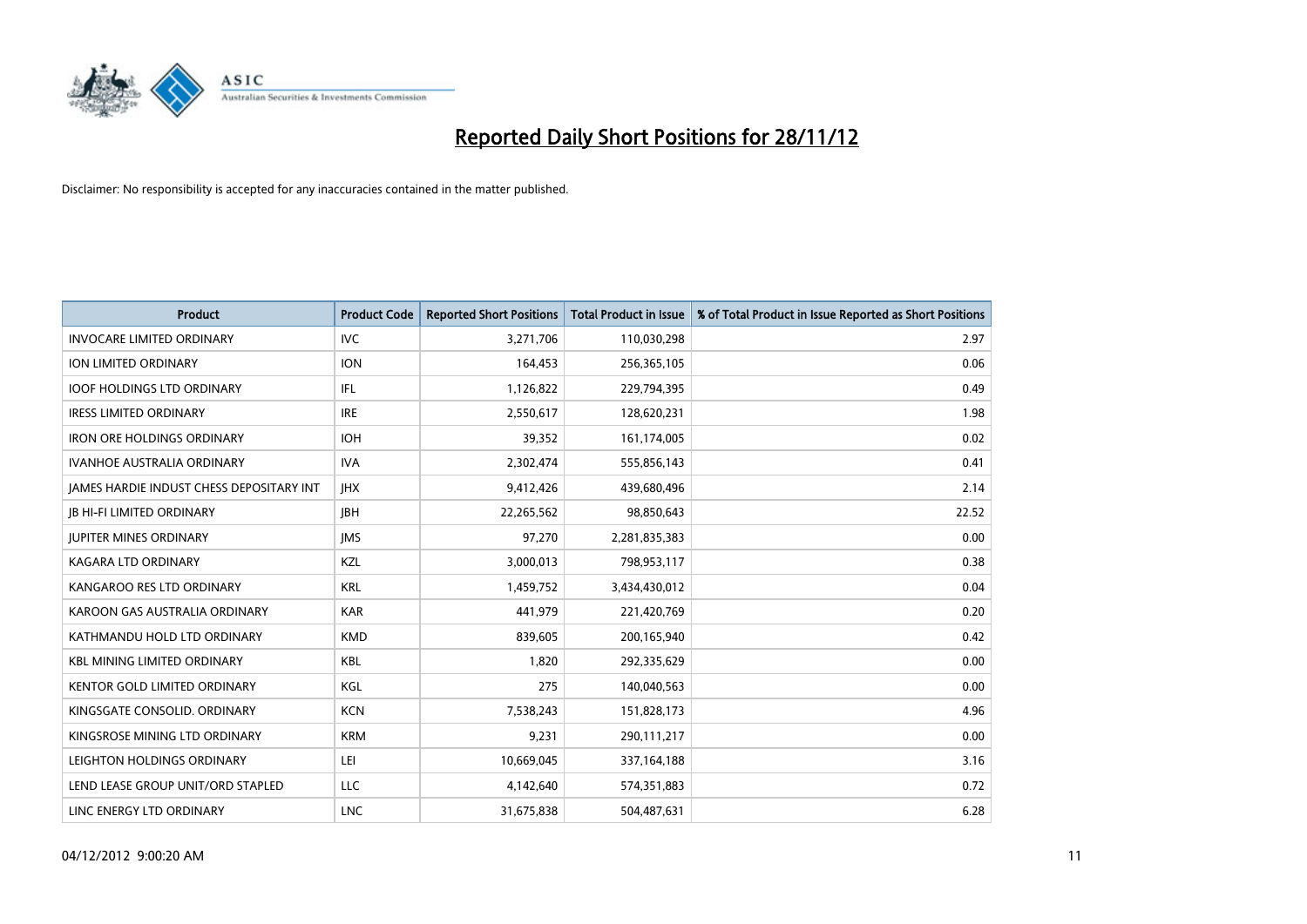# Reported Daily Short Positions for 28/11/12

Disclaimer: No responsibility is accepted for any inaccuracies contained in the matter published.

| Product | Product Code | Reported Short Positions | Total Product in Issue | % of Total Product in Issue Reported as Short Positions |
|---|---|---|---|---|
| INVOCARE LIMITED ORDINARY | IVC | 3,271,706 | 110,030,298 | 2.97 |
| ION LIMITED ORDINARY | ION | 164,453 | 256,365,105 | 0.06 |
| IOOF HOLDINGS LTD ORDINARY | IFL | 1,126,822 | 229,794,395 | 0.49 |
| IRESS LIMITED ORDINARY | IRE | 2,550,617 | 128,620,231 | 1.98 |
| IRON ORE HOLDINGS ORDINARY | IOH | 39,352 | 161,174,005 | 0.02 |
| IVANHOE AUSTRALIA ORDINARY | IVA | 2,302,474 | 555,856,143 | 0.41 |
| JAMES HARDIE INDUST CHESS DEPOSITARY INT | JHX | 9,412,426 | 439,680,496 | 2.14 |
| JB HI-FI LIMITED ORDINARY | JBH | 22,265,562 | 98,850,643 | 22.52 |
| JUPITER MINES ORDINARY | JMS | 97,270 | 2,281,835,383 | 0.00 |
| KAGARA LTD ORDINARY | KZL | 3,000,013 | 798,953,117 | 0.38 |
| KANGAROO RES LTD ORDINARY | KRL | 1,459,752 | 3,434,430,012 | 0.04 |
| KAROON GAS AUSTRALIA ORDINARY | KAR | 441,979 | 221,420,769 | 0.20 |
| KATHMANDU HOLD LTD ORDINARY | KMD | 839,605 | 200,165,940 | 0.42 |
| KBL MINING LIMITED ORDINARY | KBL | 1,820 | 292,335,629 | 0.00 |
| KENTOR GOLD LIMITED ORDINARY | KGL | 275 | 140,040,563 | 0.00 |
| KINGSGATE CONSOLID. ORDINARY | KCN | 7,538,243 | 151,828,173 | 4.96 |
| KINGSROSE MINING LTD ORDINARY | KRM | 9,231 | 290,111,217 | 0.00 |
| LEIGHTON HOLDINGS ORDINARY | LEI | 10,669,045 | 337,164,188 | 3.16 |
| LEND LEASE GROUP UNIT/ORD STAPLED | LLC | 4,142,640 | 574,351,883 | 0.72 |
| LINC ENERGY LTD ORDINARY | LNC | 31,675,838 | 504,487,631 | 6.28 |

04/12/2012 9:00:20 AM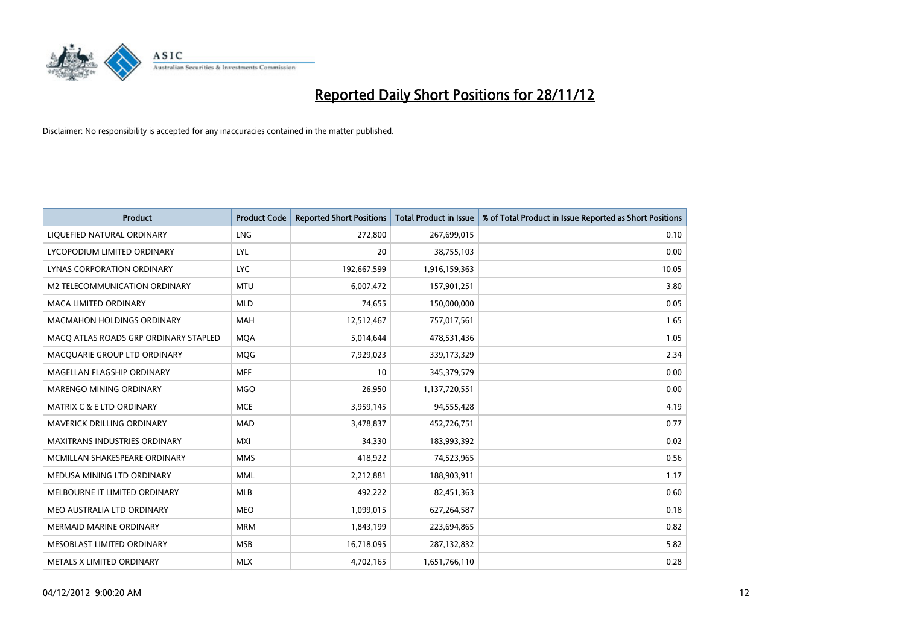# Reported Daily Short Positions for 28/11/12

Disclaimer: No responsibility is accepted for any inaccuracies contained in the matter published.

| Product | Product Code | Reported Short Positions | Total Product in Issue | % of Total Product in Issue Reported as Short Positions |
|---|---|---|---|---|
| LIQUEFIED NATURAL ORDINARY | LNG | 272,800 | 267,699,015 | 0.10 |
| LYCOPODIUM LIMITED ORDINARY | LYL | 20 | 38,755,103 | 0.00 |
| LYNAS CORPORATION ORDINARY | LYC | 192,667,599 | 1,916,159,363 | 10.05 |
| M2 TELECOMMUNICATION ORDINARY | MTU | 6,007,472 | 157,901,251 | 3.80 |
| MACA LIMITED ORDINARY | MLD | 74,655 | 150,000,000 | 0.05 |
| MACMAHON HOLDINGS ORDINARY | MAH | 12,512,467 | 757,017,561 | 1.65 |
| MACQ ATLAS ROADS GRP ORDINARY STAPLED | MQA | 5,014,644 | 478,531,436 | 1.05 |
| MACQUARIE GROUP LTD ORDINARY | MQG | 7,929,023 | 339,173,329 | 2.34 |
| MAGELLAN FLAGSHIP ORDINARY | MFF | 10 | 345,379,579 | 0.00 |
| MARENGO MINING ORDINARY | MGO | 26,950 | 1,137,720,551 | 0.00 |
| MATRIX C & E LTD ORDINARY | MCE | 3,959,145 | 94,555,428 | 4.19 |
| MAVERICK DRILLING ORDINARY | MAD | 3,478,837 | 452,726,751 | 0.77 |
| MAXITRANS INDUSTRIES ORDINARY | MXI | 34,330 | 183,993,392 | 0.02 |
| MCMILLAN SHAKESPEARE ORDINARY | MMS | 418,922 | 74,523,965 | 0.56 |
| MEDUSA MINING LTD ORDINARY | MML | 2,212,881 | 188,903,911 | 1.17 |
| MELBOURNE IT LIMITED ORDINARY | MLB | 492,222 | 82,451,363 | 0.60 |
| MEO AUSTRALIA LTD ORDINARY | MEO | 1,099,015 | 627,264,587 | 0.18 |
| MERMAID MARINE ORDINARY | MRM | 1,843,199 | 223,694,865 | 0.82 |
| MESOBLAST LIMITED ORDINARY | MSB | 16,718,095 | 287,132,832 | 5.82 |
| METALS X LIMITED ORDINARY | MLX | 4,702,165 | 1,651,766,110 | 0.28 |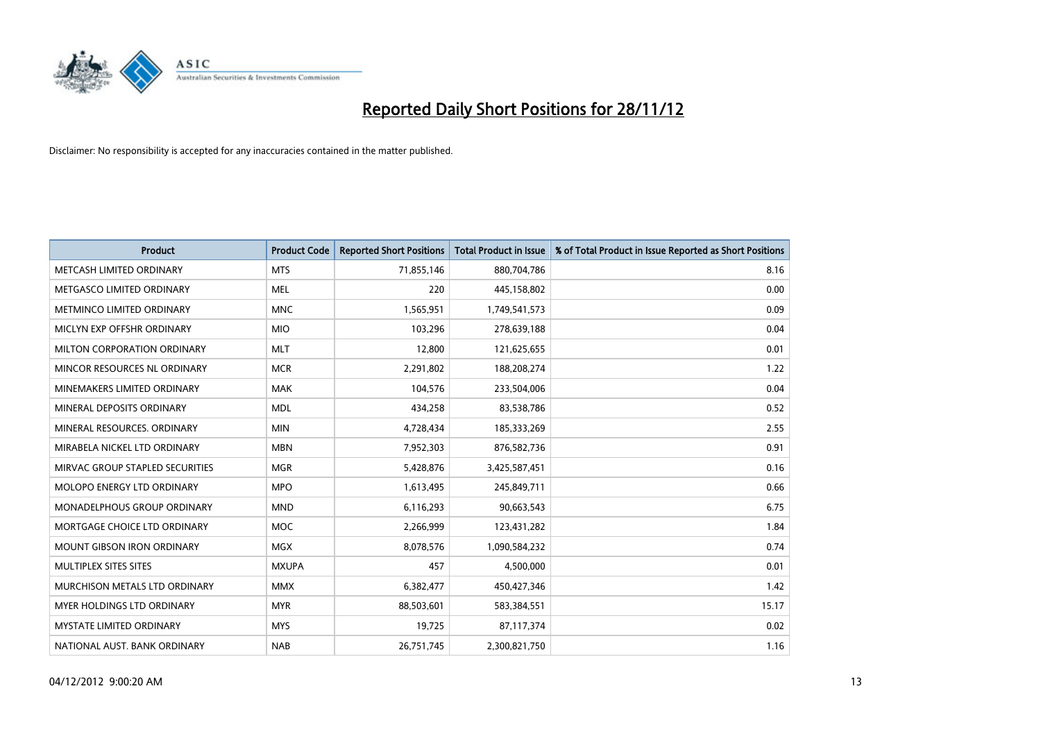# Reported Daily Short Positions for 28/11/12

Disclaimer: No responsibility is accepted for any inaccuracies contained in the matter published.

| Product | Product Code | Reported Short Positions | Total Product in Issue | % of Total Product in Issue Reported as Short Positions |
|---|---|---|---|---|
| METCASH LIMITED ORDINARY | MTS | 71,855,146 | 880,704,786 | 8.16 |
| METGASCO LIMITED ORDINARY | MEL | 220 | 445,158,802 | 0.00 |
| METMINCO LIMITED ORDINARY | MNC | 1,565,951 | 1,749,541,573 | 0.09 |
| MICLYN EXP OFFSHR ORDINARY | MIO | 103,296 | 278,639,188 | 0.04 |
| MILTON CORPORATION ORDINARY | MLT | 12,800 | 121,625,655 | 0.01 |
| MINCOR RESOURCES NL ORDINARY | MCR | 2,291,802 | 188,208,274 | 1.22 |
| MINEMAKERS LIMITED ORDINARY | MAK | 104,576 | 233,504,006 | 0.04 |
| MINERAL DEPOSITS ORDINARY | MDL | 434,258 | 83,538,786 | 0.52 |
| MINERAL RESOURCES. ORDINARY | MIN | 4,728,434 | 185,333,269 | 2.55 |
| MIRABELA NICKEL LTD ORDINARY | MBN | 7,952,303 | 876,582,736 | 0.91 |
| MIRVAC GROUP STAPLED SECURITIES | MGR | 5,428,876 | 3,425,587,451 | 0.16 |
| MOLOPO ENERGY LTD ORDINARY | MPO | 1,613,495 | 245,849,711 | 0.66 |
| MONADELPHOUS GROUP ORDINARY | MND | 6,116,293 | 90,663,543 | 6.75 |
| MORTGAGE CHOICE LTD ORDINARY | MOC | 2,266,999 | 123,431,282 | 1.84 |
| MOUNT GIBSON IRON ORDINARY | MGX | 8,078,576 | 1,090,584,232 | 0.74 |
| MULTIPLEX SITES SITES | MXUPA | 457 | 4,500,000 | 0.01 |
| MURCHISON METALS LTD ORDINARY | MMX | 6,382,477 | 450,427,346 | 1.42 |
| MYER HOLDINGS LTD ORDINARY | MYR | 88,503,601 | 583,384,551 | 15.17 |
| MYSTATE LIMITED ORDINARY | MYS | 19,725 | 87,117,374 | 0.02 |
| NATIONAL AUST. BANK ORDINARY | NAB | 26,751,745 | 2,300,821,750 | 1.16 |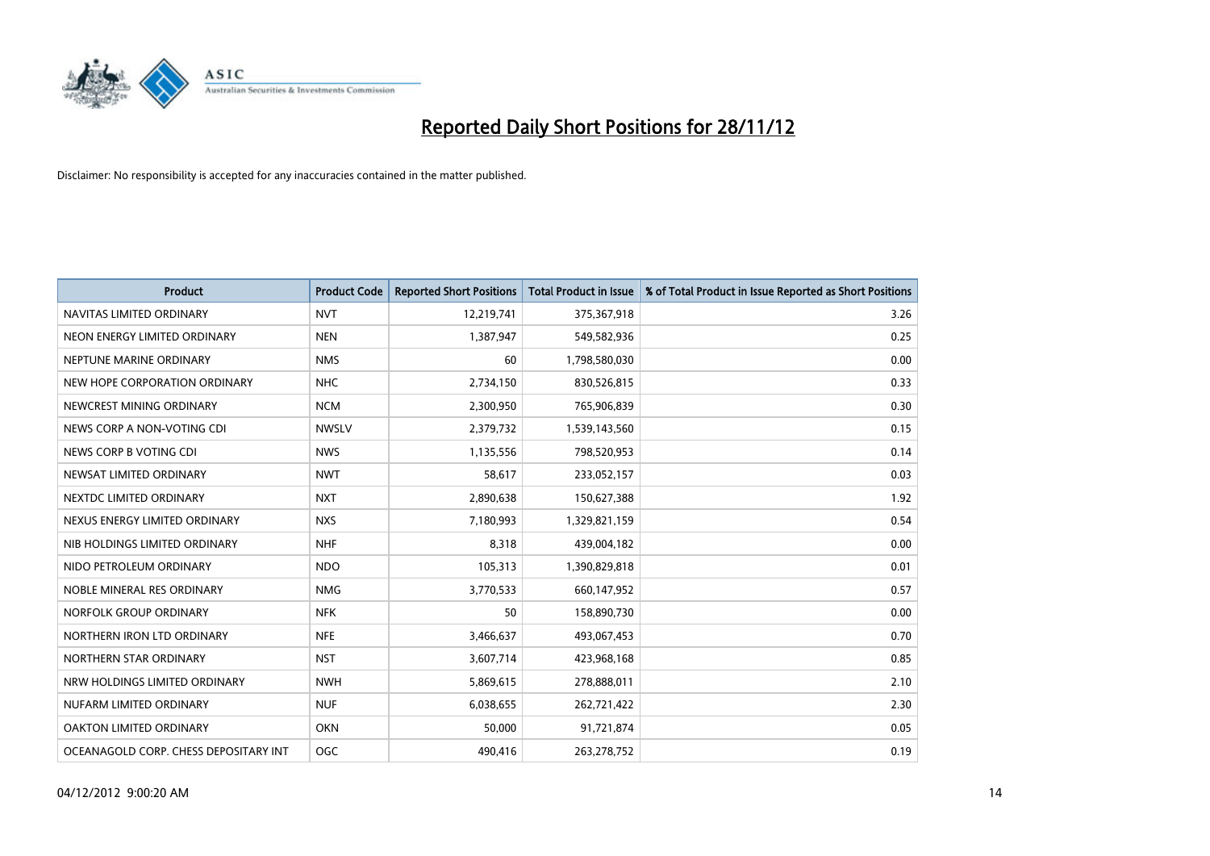# Reported Daily Short Positions for 28/11/12

Disclaimer: No responsibility is accepted for any inaccuracies contained in the matter published.

| Product | Product Code | Reported Short Positions | Total Product in Issue | % of Total Product in Issue Reported as Short Positions |
|---|---|---|---|---|
| NAVITAS LIMITED ORDINARY | NVT | 12,219,741 | 375,367,918 | 3.26 |
| NEON ENERGY LIMITED ORDINARY | NEN | 1,387,947 | 549,582,936 | 0.25 |
| NEPTUNE MARINE ORDINARY | NMS | 60 | 1,798,580,030 | 0.00 |
| NEW HOPE CORPORATION ORDINARY | NHC | 2,734,150 | 830,526,815 | 0.33 |
| NEWCREST MINING ORDINARY | NCM | 2,300,950 | 765,906,839 | 0.30 |
| NEWS CORP A NON-VOTING CDI | NWSLV | 2,379,732 | 1,539,143,560 | 0.15 |
| NEWS CORP B VOTING CDI | NWS | 1,135,556 | 798,520,953 | 0.14 |
| NEWSAT LIMITED ORDINARY | NWT | 58,617 | 233,052,157 | 0.03 |
| NEXTDC LIMITED ORDINARY | NXT | 2,890,638 | 150,627,388 | 1.92 |
| NEXUS ENERGY LIMITED ORDINARY | NXS | 7,180,993 | 1,329,821,159 | 0.54 |
| NIB HOLDINGS LIMITED ORDINARY | NHF | 8,318 | 439,004,182 | 0.00 |
| NIDO PETROLEUM ORDINARY | NDO | 105,313 | 1,390,829,818 | 0.01 |
| NOBLE MINERAL RES ORDINARY | NMG | 3,770,533 | 660,147,952 | 0.57 |
| NORFOLK GROUP ORDINARY | NFK | 50 | 158,890,730 | 0.00 |
| NORTHERN IRON LTD ORDINARY | NFE | 3,466,637 | 493,067,453 | 0.70 |
| NORTHERN STAR ORDINARY | NST | 3,607,714 | 423,968,168 | 0.85 |
| NRW HOLDINGS LIMITED ORDINARY | NWH | 5,869,615 | 278,888,011 | 2.10 |
| NUFARM LIMITED ORDINARY | NUF | 6,038,655 | 262,721,422 | 2.30 |
| OAKTON LIMITED ORDINARY | OKN | 50,000 | 91,721,874 | 0.05 |
| OCEANAGOLD CORP. CHESS DEPOSITARY INT | OGC | 490,416 | 263,278,752 | 0.19 |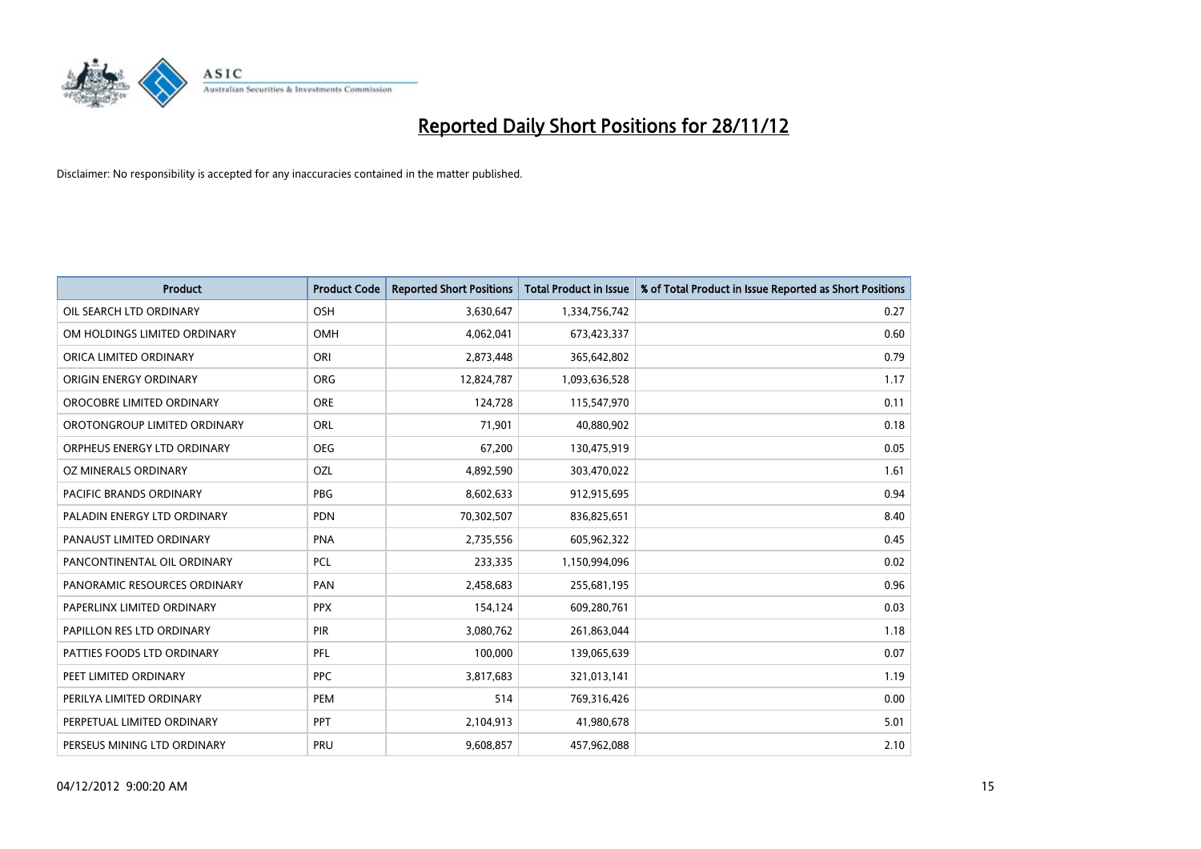# Reported Daily Short Positions for 28/11/12

Disclaimer: No responsibility is accepted for any inaccuracies contained in the matter published.

| Product | Product Code | Reported Short Positions | Total Product in Issue | % of Total Product in Issue Reported as Short Positions |
|---|---|---|---|---|
| OIL SEARCH LTD ORDINARY | OSH | 3,630,647 | 1,334,756,742 | 0.27 |
| OM HOLDINGS LIMITED ORDINARY | OMH | 4,062,041 | 673,423,337 | 0.60 |
| ORICA LIMITED ORDINARY | ORI | 2,873,448 | 365,642,802 | 0.79 |
| ORIGIN ENERGY ORDINARY | ORG | 12,824,787 | 1,093,636,528 | 1.17 |
| OROCOBRE LIMITED ORDINARY | ORE | 124,728 | 115,547,970 | 0.11 |
| OROTONGROUP LIMITED ORDINARY | ORL | 71,901 | 40,880,902 | 0.18 |
| ORPHEUS ENERGY LTD ORDINARY | OEG | 67,200 | 130,475,919 | 0.05 |
| OZ MINERALS ORDINARY | OZL | 4,892,590 | 303,470,022 | 1.61 |
| PACIFIC BRANDS ORDINARY | PBG | 8,602,633 | 912,915,695 | 0.94 |
| PALADIN ENERGY LTD ORDINARY | PDN | 70,302,507 | 836,825,651 | 8.40 |
| PANAUST LIMITED ORDINARY | PNA | 2,735,556 | 605,962,322 | 0.45 |
| PANCONTINENTAL OIL ORDINARY | PCL | 233,335 | 1,150,994,096 | 0.02 |
| PANORAMIC RESOURCES ORDINARY | PAN | 2,458,683 | 255,681,195 | 0.96 |
| PAPERLINX LIMITED ORDINARY | PPX | 154,124 | 609,280,761 | 0.03 |
| PAPILLON RES LTD ORDINARY | PIR | 3,080,762 | 261,863,044 | 1.18 |
| PATTIES FOODS LTD ORDINARY | PFL | 100,000 | 139,065,639 | 0.07 |
| PEET LIMITED ORDINARY | PPC | 3,817,683 | 321,013,141 | 1.19 |
| PERILYA LIMITED ORDINARY | PEM | 514 | 769,316,426 | 0.00 |
| PERPETUAL LIMITED ORDINARY | PPT | 2,104,913 | 41,980,678 | 5.01 |
| PERSEUS MINING LTD ORDINARY | PRU | 9,608,857 | 457,962,088 | 2.10 |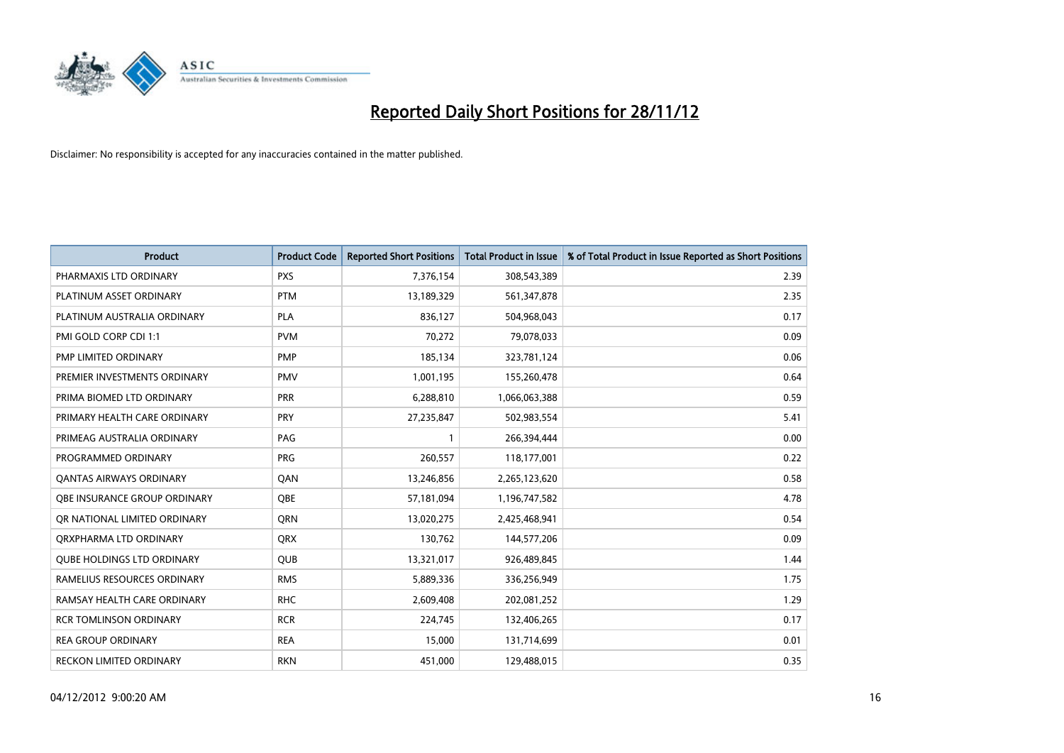# Reported Daily Short Positions for 28/11/12

Disclaimer: No responsibility is accepted for any inaccuracies contained in the matter published.

| Product | Product Code | Reported Short Positions | Total Product in Issue | % of Total Product in Issue Reported as Short Positions |
|---|---|---|---|---|
| PHARMAXIS LTD ORDINARY | PXS | 7,376,154 | 308,543,389 | 2.39 |
| PLATINUM ASSET ORDINARY | PTM | 13,189,329 | 561,347,878 | 2.35 |
| PLATINUM AUSTRALIA ORDINARY | PLA | 836,127 | 504,968,043 | 0.17 |
| PMI GOLD CORP CDI 1:1 | PVM | 70,272 | 79,078,033 | 0.09 |
| PMP LIMITED ORDINARY | PMP | 185,134 | 323,781,124 | 0.06 |
| PREMIER INVESTMENTS ORDINARY | PMV | 1,001,195 | 155,260,478 | 0.64 |
| PRIMA BIOMED LTD ORDINARY | PRR | 6,288,810 | 1,066,063,388 | 0.59 |
| PRIMARY HEALTH CARE ORDINARY | PRY | 27,235,847 | 502,983,554 | 5.41 |
| PRIMEAG AUSTRALIA ORDINARY | PAG | 1 | 266,394,444 | 0.00 |
| PROGRAMMED ORDINARY | PRG | 260,557 | 118,177,001 | 0.22 |
| QANTAS AIRWAYS ORDINARY | QAN | 13,246,856 | 2,265,123,620 | 0.58 |
| QBE INSURANCE GROUP ORDINARY | QBE | 57,181,094 | 1,196,747,582 | 4.78 |
| QR NATIONAL LIMITED ORDINARY | QRN | 13,020,275 | 2,425,468,941 | 0.54 |
| QRXPHARMA LTD ORDINARY | QRX | 130,762 | 144,577,206 | 0.09 |
| QUBE HOLDINGS LTD ORDINARY | QUB | 13,321,017 | 926,489,845 | 1.44 |
| RAMELIUS RESOURCES ORDINARY | RMS | 5,889,336 | 336,256,949 | 1.75 |
| RAMSAY HEALTH CARE ORDINARY | RHC | 2,609,408 | 202,081,252 | 1.29 |
| RCR TOMLINSON ORDINARY | RCR | 224,745 | 132,406,265 | 0.17 |
| REA GROUP ORDINARY | REA | 15,000 | 131,714,699 | 0.01 |
| RECKON LIMITED ORDINARY | RKN | 451,000 | 129,488,015 | 0.35 |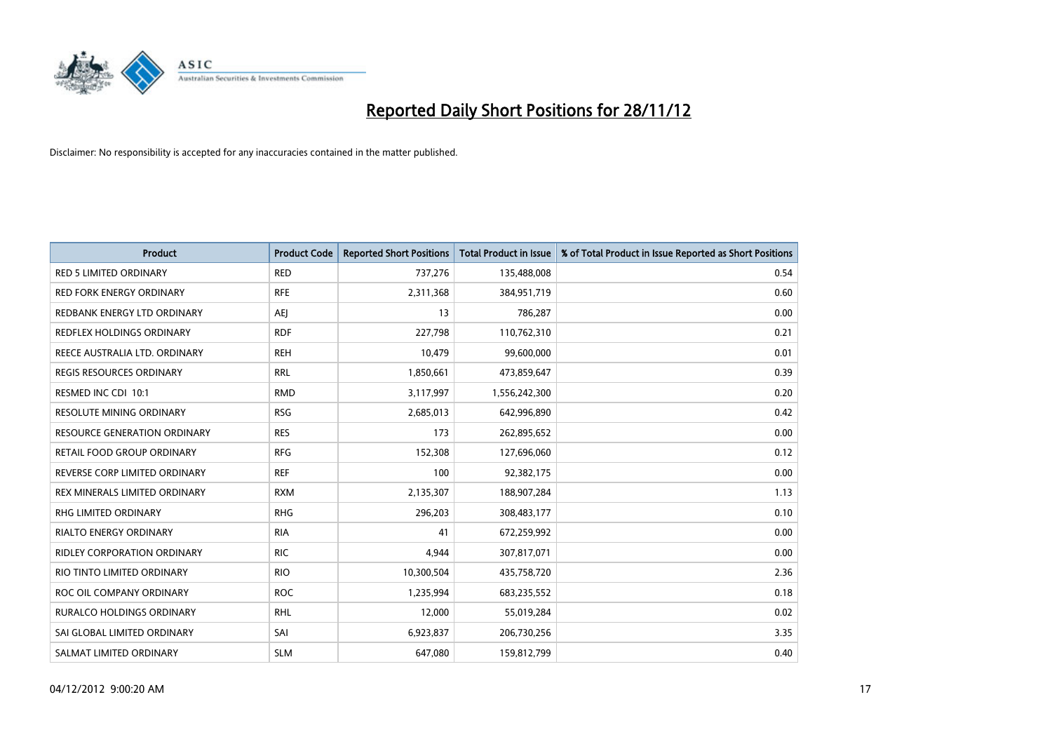# Reported Daily Short Positions for 28/11/12

Disclaimer: No responsibility is accepted for any inaccuracies contained in the matter published.

| Product | Product Code | Reported Short Positions | Total Product in Issue | % of Total Product in Issue Reported as Short Positions |
|---|---|---|---|---|
| RED 5 LIMITED ORDINARY | RED | 737,276 | 135,488,008 | 0.54 |
| RED FORK ENERGY ORDINARY | RFE | 2,311,368 | 384,951,719 | 0.60 |
| REDBANK ENERGY LTD ORDINARY | AEJ | 13 | 786,287 | 0.00 |
| REDFLEX HOLDINGS ORDINARY | RDF | 227,798 | 110,762,310 | 0.21 |
| REECE AUSTRALIA LTD. ORDINARY | REH | 10,479 | 99,600,000 | 0.01 |
| REGIS RESOURCES ORDINARY | RRL | 1,850,661 | 473,859,647 | 0.39 |
| RESMED INC CDI 10:1 | RMD | 3,117,997 | 1,556,242,300 | 0.20 |
| RESOLUTE MINING ORDINARY | RSG | 2,685,013 | 642,996,890 | 0.42 |
| RESOURCE GENERATION ORDINARY | RES | 173 | 262,895,652 | 0.00 |
| RETAIL FOOD GROUP ORDINARY | RFG | 152,308 | 127,696,060 | 0.12 |
| REVERSE CORP LIMITED ORDINARY | REF | 100 | 92,382,175 | 0.00 |
| REX MINERALS LIMITED ORDINARY | RXM | 2,135,307 | 188,907,284 | 1.13 |
| RHG LIMITED ORDINARY | RHG | 296,203 | 308,483,177 | 0.10 |
| RIALTO ENERGY ORDINARY | RIA | 41 | 672,259,992 | 0.00 |
| RIDLEY CORPORATION ORDINARY | RIC | 4,944 | 307,817,071 | 0.00 |
| RIO TINTO LIMITED ORDINARY | RIO | 10,300,504 | 435,758,720 | 2.36 |
| ROC OIL COMPANY ORDINARY | ROC | 1,235,994 | 683,235,552 | 0.18 |
| RURALCO HOLDINGS ORDINARY | RHL | 12,000 | 55,019,284 | 0.02 |
| SAI GLOBAL LIMITED ORDINARY | SAI | 6,923,837 | 206,730,256 | 3.35 |
| SALMAT LIMITED ORDINARY | SLM | 647,080 | 159,812,799 | 0.40 |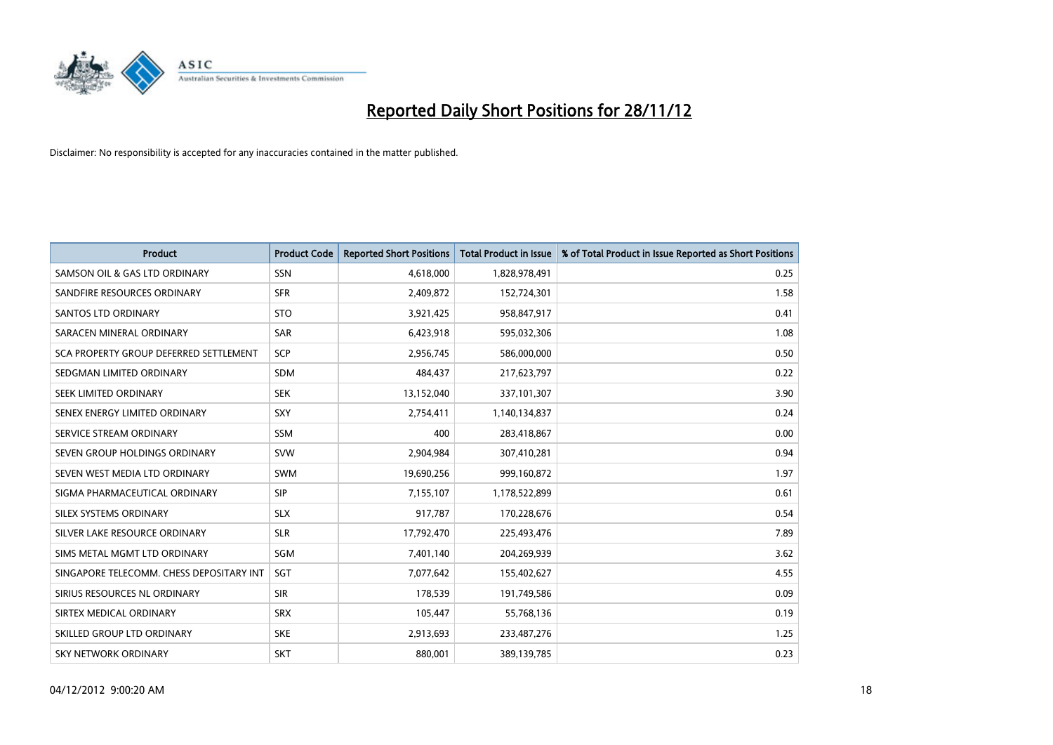# Reported Daily Short Positions for 28/11/12

Disclaimer: No responsibility is accepted for any inaccuracies contained in the matter published.

| Product | Product Code | Reported Short Positions | Total Product in Issue | % of Total Product in Issue Reported as Short Positions |
|---|---|---|---|---|
| SAMSON OIL & GAS LTD ORDINARY | SSN | 4,618,000 | 1,828,978,491 | 0.25 |
| SANDFIRE RESOURCES ORDINARY | SFR | 2,409,872 | 152,724,301 | 1.58 |
| SANTOS LTD ORDINARY | STO | 3,921,425 | 958,847,917 | 0.41 |
| SARACEN MINERAL ORDINARY | SAR | 6,423,918 | 595,032,306 | 1.08 |
| SCA PROPERTY GROUP DEFERRED SETTLEMENT | SCP | 2,956,745 | 586,000,000 | 0.50 |
| SEDGMAN LIMITED ORDINARY | SDM | 484,437 | 217,623,797 | 0.22 |
| SEEK LIMITED ORDINARY | SEK | 13,152,040 | 337,101,307 | 3.90 |
| SENEX ENERGY LIMITED ORDINARY | SXY | 2,754,411 | 1,140,134,837 | 0.24 |
| SERVICE STREAM ORDINARY | SSM | 400 | 283,418,867 | 0.00 |
| SEVEN GROUP HOLDINGS ORDINARY | SVW | 2,904,984 | 307,410,281 | 0.94 |
| SEVEN WEST MEDIA LTD ORDINARY | SWM | 19,690,256 | 999,160,872 | 1.97 |
| SIGMA PHARMACEUTICAL ORDINARY | SIP | 7,155,107 | 1,178,522,899 | 0.61 |
| SILEX SYSTEMS ORDINARY | SLX | 917,787 | 170,228,676 | 0.54 |
| SILVER LAKE RESOURCE ORDINARY | SLR | 17,792,470 | 225,493,476 | 7.89 |
| SIMS METAL MGMT LTD ORDINARY | SGM | 7,401,140 | 204,269,939 | 3.62 |
| SINGAPORE TELECOMM. CHESS DEPOSITARY INT | SGT | 7,077,642 | 155,402,627 | 4.55 |
| SIRIUS RESOURCES NL ORDINARY | SIR | 178,539 | 191,749,586 | 0.09 |
| SIRTEX MEDICAL ORDINARY | SRX | 105,447 | 55,768,136 | 0.19 |
| SKILLED GROUP LTD ORDINARY | SKE | 2,913,693 | 233,487,276 | 1.25 |
| SKY NETWORK ORDINARY | SKT | 880,001 | 389,139,785 | 0.23 |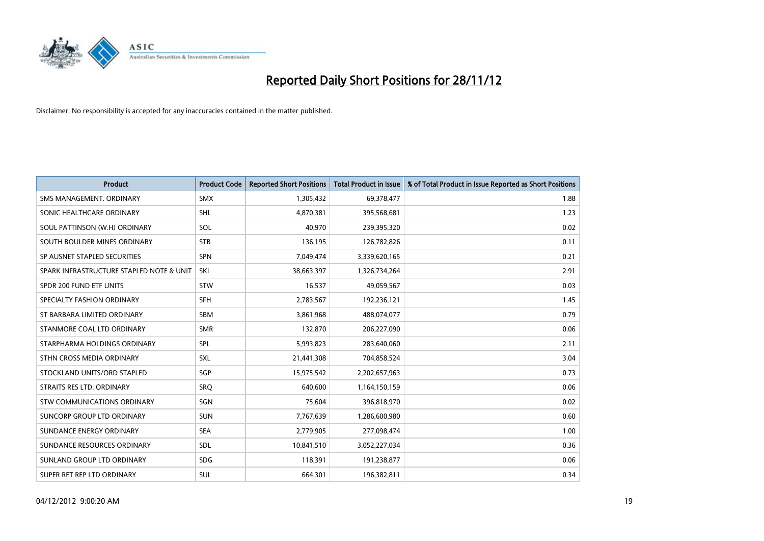# Reported Daily Short Positions for 28/11/12

Disclaimer: No responsibility is accepted for any inaccuracies contained in the matter published.

| Product | Product Code | Reported Short Positions | Total Product in Issue | % of Total Product in Issue Reported as Short Positions |
|---|---|---|---|---|
| SMS MANAGEMENT. ORDINARY | SMX | 1,305,432 | 69,378,477 | 1.88 |
| SONIC HEALTHCARE ORDINARY | SHL | 4,870,381 | 395,568,681 | 1.23 |
| SOUL PATTINSON (W.H) ORDINARY | SOL | 40,970 | 239,395,320 | 0.02 |
| SOUTH BOULDER MINES ORDINARY | STB | 136,195 | 126,782,826 | 0.11 |
| SP AUSNET STAPLED SECURITIES | SPN | 7,049,474 | 3,339,620,165 | 0.21 |
| SPARK INFRASTRUCTURE STAPLED NOTE & UNIT | SKI | 38,663,397 | 1,326,734,264 | 2.91 |
| SPDR 200 FUND ETF UNITS | STW | 16,537 | 49,059,567 | 0.03 |
| SPECIALTY FASHION ORDINARY | SFH | 2,783,567 | 192,236,121 | 1.45 |
| ST BARBARA LIMITED ORDINARY | SBM | 3,861,968 | 488,074,077 | 0.79 |
| STANMORE COAL LTD ORDINARY | SMR | 132,870 | 206,227,090 | 0.06 |
| STARPHARMA HOLDINGS ORDINARY | SPL | 5,993,823 | 283,640,060 | 2.11 |
| STHN CROSS MEDIA ORDINARY | SXL | 21,441,308 | 704,858,524 | 3.04 |
| STOCKLAND UNITS/ORD STAPLED | SGP | 15,975,542 | 2,202,657,963 | 0.73 |
| STRAITS RES LTD. ORDINARY | SRQ | 640,600 | 1,164,150,159 | 0.06 |
| STW COMMUNICATIONS ORDINARY | SGN | 75,604 | 396,818,970 | 0.02 |
| SUNCORP GROUP LTD ORDINARY | SUN | 7,767,639 | 1,286,600,980 | 0.60 |
| SUNDANCE ENERGY ORDINARY | SEA | 2,779,905 | 277,098,474 | 1.00 |
| SUNDANCE RESOURCES ORDINARY | SDL | 10,841,510 | 3,052,227,034 | 0.36 |
| SUNLAND GROUP LTD ORDINARY | SDG | 118,391 | 191,238,877 | 0.06 |
| SUPER RET REP LTD ORDINARY | SUL | 664,301 | 196,382,811 | 0.34 |

04/12/2012 9:00:20 AM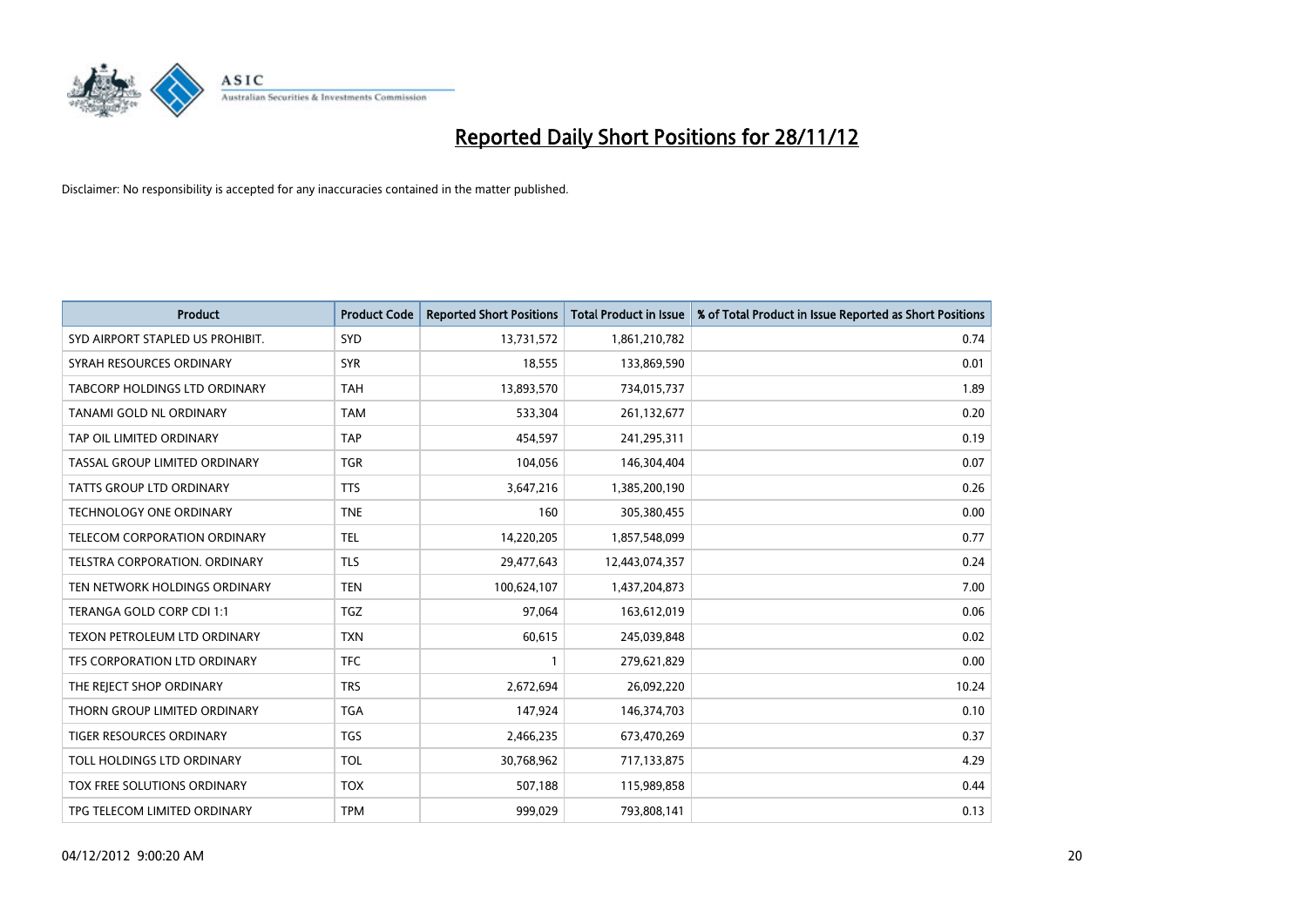# Reported Daily Short Positions for 28/11/12

Disclaimer: No responsibility is accepted for any inaccuracies contained in the matter published.

| Product | Product Code | Reported Short Positions | Total Product in Issue | % of Total Product in Issue Reported as Short Positions |
|---|---|---|---|---|
| SYD AIRPORT STAPLED US PROHIBIT. | SYD | 13,731,572 | 1,861,210,782 | 0.74 |
| SYRAH RESOURCES ORDINARY | SYR | 18,555 | 133,869,590 | 0.01 |
| TABCORP HOLDINGS LTD ORDINARY | TAH | 13,893,570 | 734,015,737 | 1.89 |
| TANAMI GOLD NL ORDINARY | TAM | 533,304 | 261,132,677 | 0.20 |
| TAP OIL LIMITED ORDINARY | TAP | 454,597 | 241,295,311 | 0.19 |
| TASSAL GROUP LIMITED ORDINARY | TGR | 104,056 | 146,304,404 | 0.07 |
| TATTS GROUP LTD ORDINARY | TTS | 3,647,216 | 1,385,200,190 | 0.26 |
| TECHNOLOGY ONE ORDINARY | TNE | 160 | 305,380,455 | 0.00 |
| TELECOM CORPORATION ORDINARY | TEL | 14,220,205 | 1,857,548,099 | 0.77 |
| TELSTRA CORPORATION. ORDINARY | TLS | 29,477,643 | 12,443,074,357 | 0.24 |
| TEN NETWORK HOLDINGS ORDINARY | TEN | 100,624,107 | 1,437,204,873 | 7.00 |
| TERANGA GOLD CORP CDI 1:1 | TGZ | 97,064 | 163,612,019 | 0.06 |
| TEXON PETROLEUM LTD ORDINARY | TXN | 60,615 | 245,039,848 | 0.02 |
| TFS CORPORATION LTD ORDINARY | TFC | 1 | 279,621,829 | 0.00 |
| THE REJECT SHOP ORDINARY | TRS | 2,672,694 | 26,092,220 | 10.24 |
| THORN GROUP LIMITED ORDINARY | TGA | 147,924 | 146,374,703 | 0.10 |
| TIGER RESOURCES ORDINARY | TGS | 2,466,235 | 673,470,269 | 0.37 |
| TOLL HOLDINGS LTD ORDINARY | TOL | 30,768,962 | 717,133,875 | 4.29 |
| TOX FREE SOLUTIONS ORDINARY | TOX | 507,188 | 115,989,858 | 0.44 |
| TPG TELECOM LIMITED ORDINARY | TPM | 999,029 | 793,808,141 | 0.13 |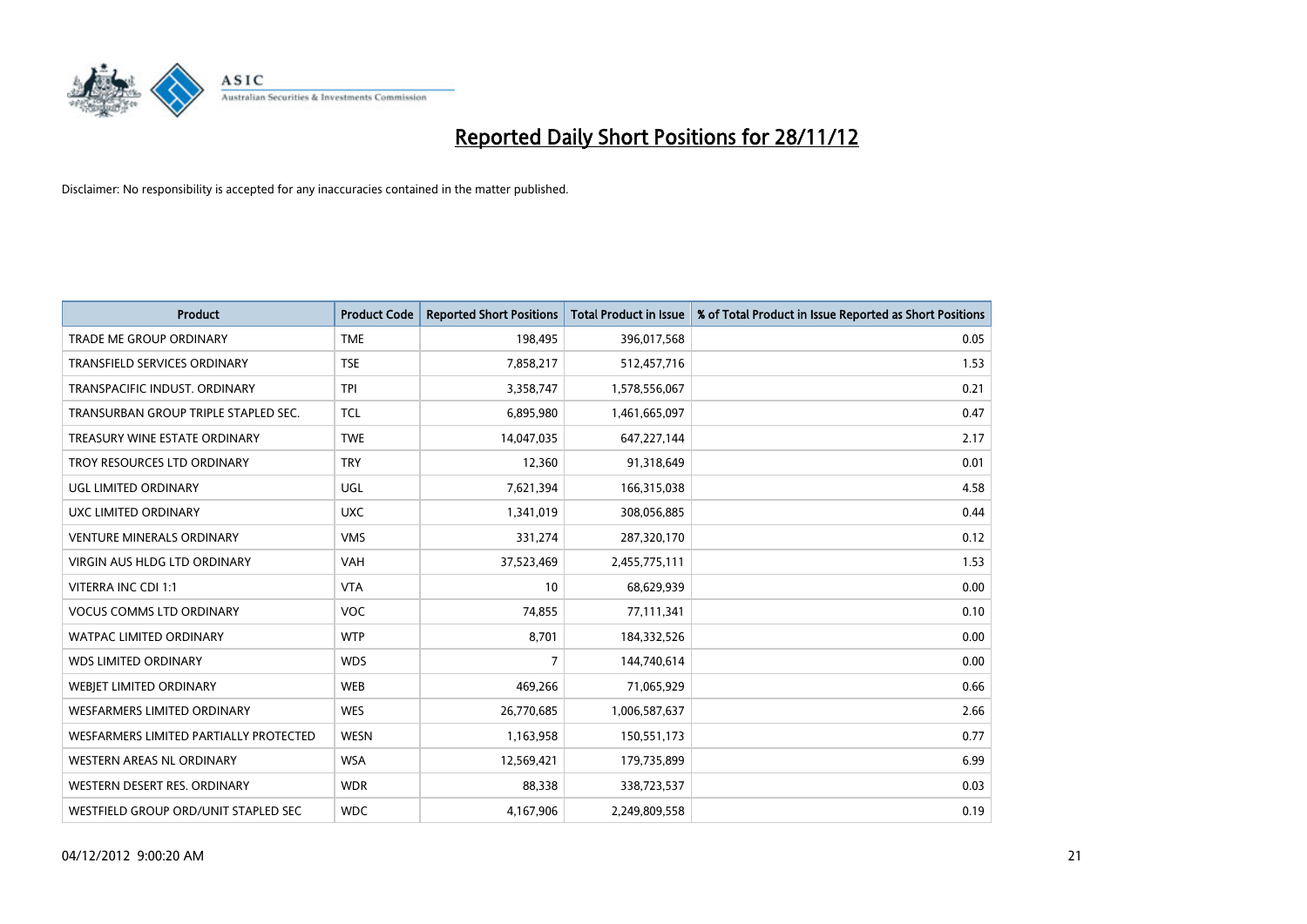# Reported Daily Short Positions for 28/11/12

Disclaimer: No responsibility is accepted for any inaccuracies contained in the matter published.

| Product | Product Code | Reported Short Positions | Total Product in Issue | % of Total Product in Issue Reported as Short Positions |
|---|---|---|---|---|
| TRADE ME GROUP ORDINARY | TME | 198,495 | 396,017,568 | 0.05 |
| TRANSFIELD SERVICES ORDINARY | TSE | 7,858,217 | 512,457,716 | 1.53 |
| TRANSPACIFIC INDUST. ORDINARY | TPI | 3,358,747 | 1,578,556,067 | 0.21 |
| TRANSURBAN GROUP TRIPLE STAPLED SEC. | TCL | 6,895,980 | 1,461,665,097 | 0.47 |
| TREASURY WINE ESTATE ORDINARY | TWE | 14,047,035 | 647,227,144 | 2.17 |
| TROY RESOURCES LTD ORDINARY | TRY | 12,360 | 91,318,649 | 0.01 |
| UGL LIMITED ORDINARY | UGL | 7,621,394 | 166,315,038 | 4.58 |
| UXC LIMITED ORDINARY | UXC | 1,341,019 | 308,056,885 | 0.44 |
| VENTURE MINERALS ORDINARY | VMS | 331,274 | 287,320,170 | 0.12 |
| VIRGIN AUS HLDG LTD ORDINARY | VAH | 37,523,469 | 2,455,775,111 | 1.53 |
| VITERRA INC CDI 1:1 | VTA | 10 | 68,629,939 | 0.00 |
| VOCUS COMMS LTD ORDINARY | VOC | 74,855 | 77,111,341 | 0.10 |
| WATPAC LIMITED ORDINARY | WTP | 8,701 | 184,332,526 | 0.00 |
| WDS LIMITED ORDINARY | WDS | 7 | 144,740,614 | 0.00 |
| WEBJET LIMITED ORDINARY | WEB | 469,266 | 71,065,929 | 0.66 |
| WESFARMERS LIMITED ORDINARY | WES | 26,770,685 | 1,006,587,637 | 2.66 |
| WESFARMERS LIMITED PARTIALLY PROTECTED | WESN | 1,163,958 | 150,551,173 | 0.77 |
| WESTERN AREAS NL ORDINARY | WSA | 12,569,421 | 179,735,899 | 6.99 |
| WESTERN DESERT RES. ORDINARY | WDR | 88,338 | 338,723,537 | 0.03 |
| WESTFIELD GROUP ORD/UNIT STAPLED SEC | WDC | 4,167,906 | 2,249,809,558 | 0.19 |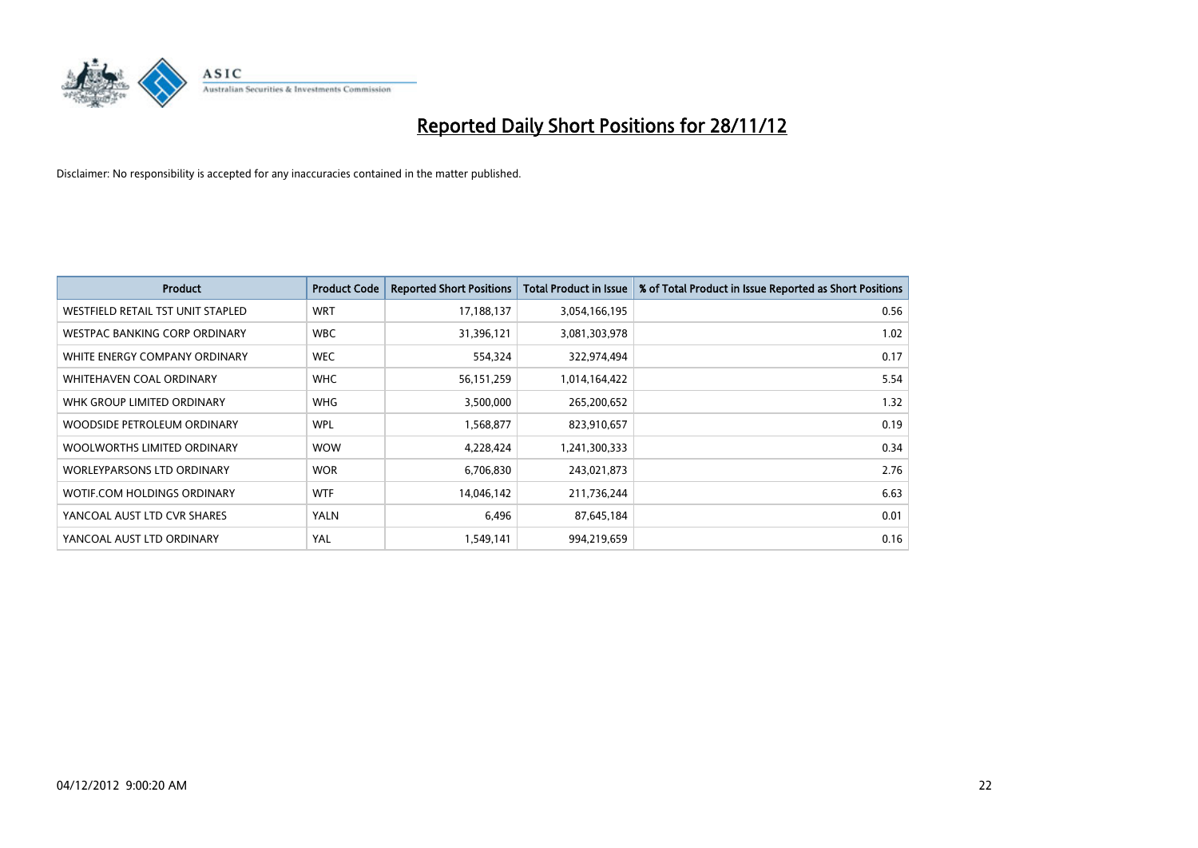# Reported Daily Short Positions for 28/11/12

Disclaimer: No responsibility is accepted for any inaccuracies contained in the matter published.

| Product | Product Code | Reported Short Positions | Total Product in Issue | % of Total Product in Issue Reported as Short Positions |
|---|---|---|---|---|
| WESTFIELD RETAIL TST UNIT STAPLED | WRT | 17,188,137 | 3,054,166,195 | 0.56 |
| WESTPAC BANKING CORP ORDINARY | WBC | 31,396,121 | 3,081,303,978 | 1.02 |
| WHITE ENERGY COMPANY ORDINARY | WEC | 554,324 | 322,974,494 | 0.17 |
| WHITEHAVEN COAL ORDINARY | WHC | 56,151,259 | 1,014,164,422 | 5.54 |
| WHK GROUP LIMITED ORDINARY | WHG | 3,500,000 | 265,200,652 | 1.32 |
| WOODSIDE PETROLEUM ORDINARY | WPL | 1,568,877 | 823,910,657 | 0.19 |
| WOOLWORTHS LIMITED ORDINARY | WOW | 4,228,424 | 1,241,300,333 | 0.34 |
| WORLEYPARSONS LTD ORDINARY | WOR | 6,706,830 | 243,021,873 | 2.76 |
| WOTIF.COM HOLDINGS ORDINARY | WTF | 14,046,142 | 211,736,244 | 6.63 |
| YANCOAL AUST LTD CVR SHARES | YALN | 6,496 | 87,645,184 | 0.01 |
| YANCOAL AUST LTD ORDINARY | YAL | 1,549,141 | 994,219,659 | 0.16 |